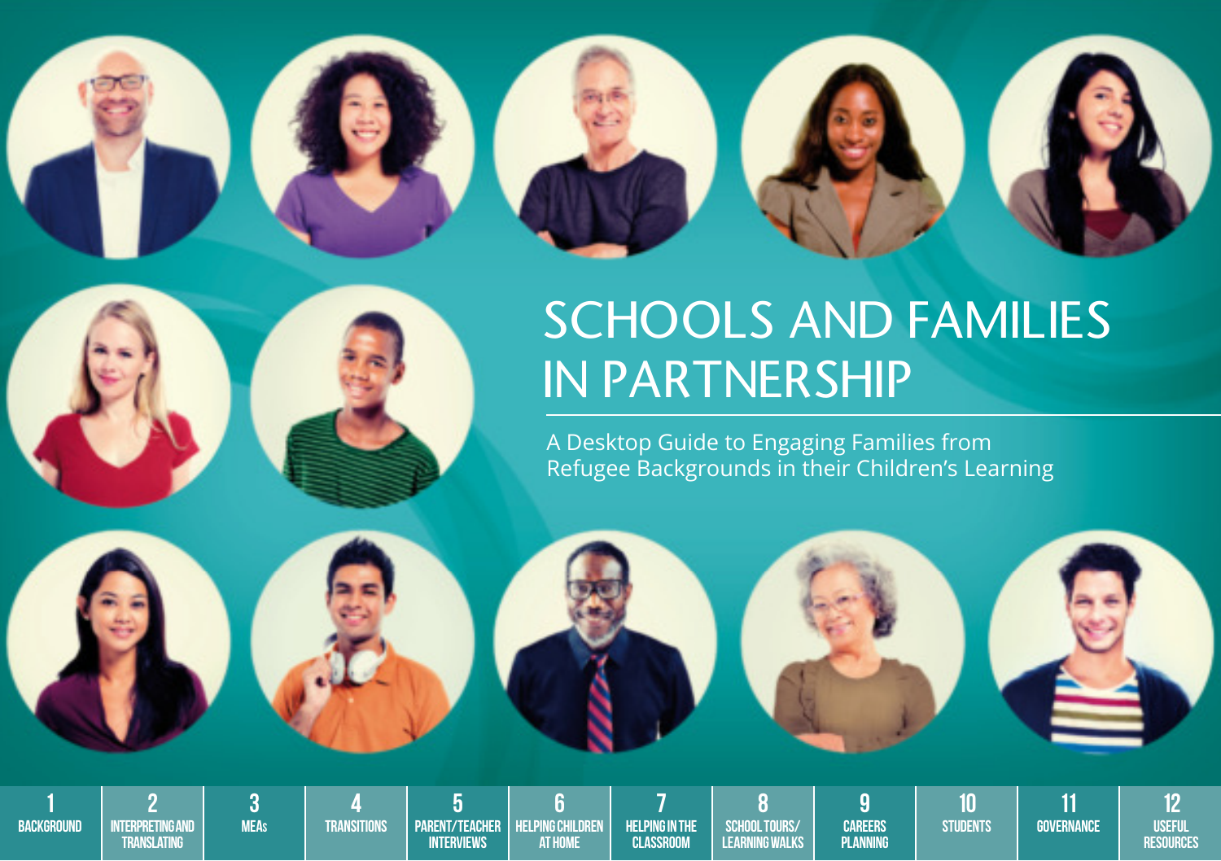# SCHOOLS AND FAMILIES IN PARTNERSHIP

A Desktop Guide to Engaging Families from Refugee Backgrounds in their Children's Learning

1 BACKGROUND | 2 INTERPRETING AND TRANSLATING | 3 MEAs | 4 TRANSITIONS | 5 PARENT/TEACHER INTERVIEWS | 6 HELPING CHILDREN AT HOME | 7 HELPING IN THE CLASSROOM | 8 SCHOOL TOURS/ LEARNING WALKS | 9 CAREERS PLANNING | 10 STUDENTS | 11 GOVERNANCE | 12 USEFUL RESOURCES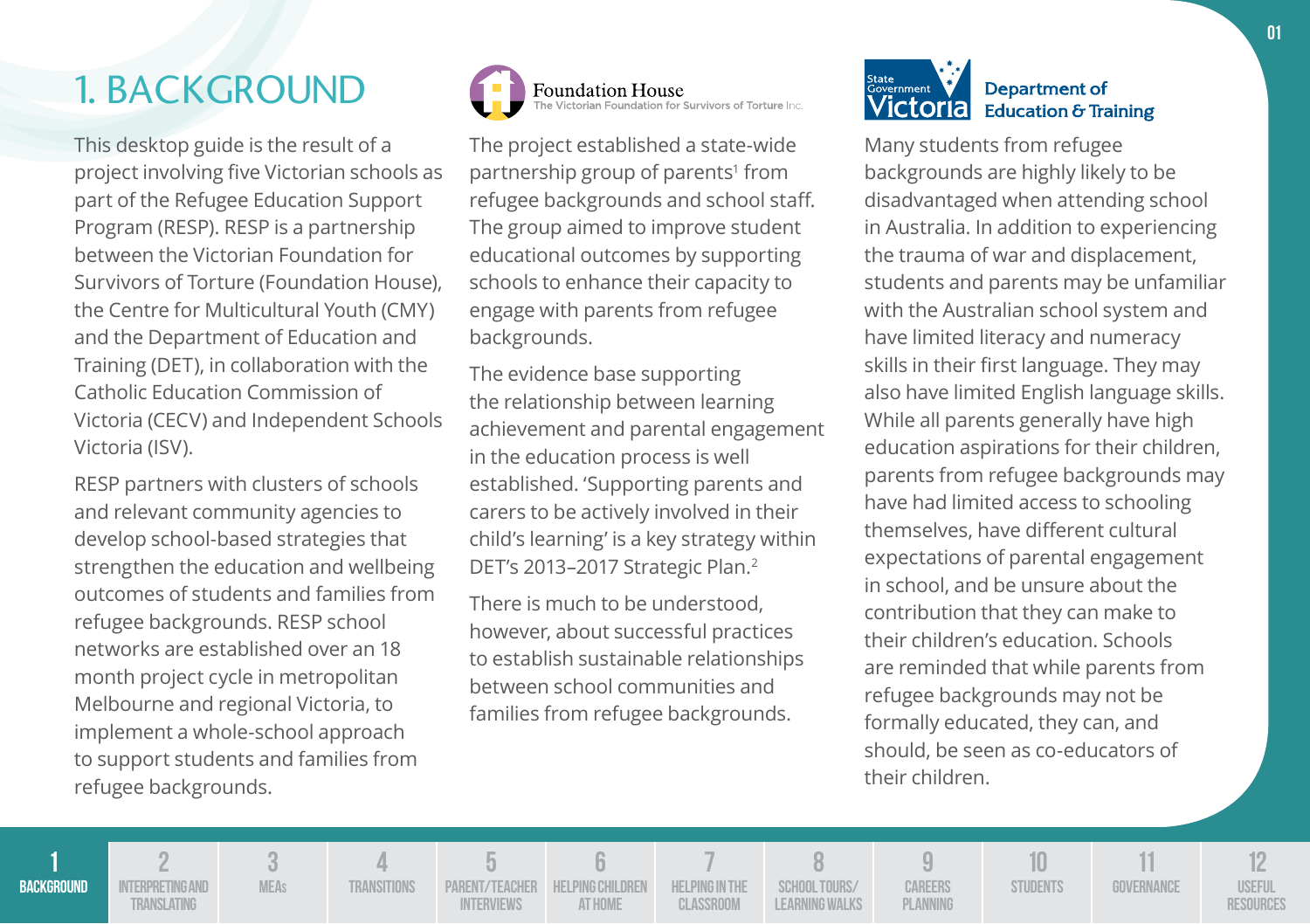# 1. BACKGROUND

This desktop guide is the result of a project involving five Victorian schools as part of the Refugee Education Support Program (RESP). RESP is a partnership between the Victorian Foundation for Survivors of Torture (Foundation House), the Centre for Multicultural Youth (CMY) and the Department of Education and Training (DET), in collaboration with the Catholic Education Commission of Victoria (CECV) and Independent Schools Victoria (ISV).

RESP partners with clusters of schools and relevant community agencies to develop school-based strategies that strengthen the education and wellbeing outcomes of students and families from refugee backgrounds. RESP school networks are established over an 18 month project cycle in metropolitan Melbourne and regional Victoria, to implement a whole-school approach to support students and families from refugee backgrounds.

Foundation House
The Victorian Foundation for Survivors of Torture Inc.

The project established a state-wide partnership group of parents[1] from refugee backgrounds and school staff. The group aimed to improve student educational outcomes by supporting schools to enhance their capacity to engage with parents from refugee backgrounds.

The evidence base supporting the relationship between learning achievement and parental engagement in the education process is well established. 'Supporting parents and carers to be actively involved in their child's learning' is a key strategy within DET's 2013–2017 Strategic Plan.[2]

There is much to be understood, however, about successful practices to establish sustainable relationships between school communities and families from refugee backgrounds.

State Government Victoria — Department of Education & Training

Many students from refugee backgrounds are highly likely to be disadvantaged when attending school in Australia. In addition to experiencing the trauma of war and displacement, students and parents may be unfamiliar with the Australian school system and have limited literacy and numeracy skills in their first language. They may also have limited English language skills. While all parents generally have high education aspirations for their children, parents from refugee backgrounds may have had limited access to schooling themselves, have different cultural expectations of parental engagement in school, and be unsure about the contribution that they can make to their children's education. Schools are reminded that while parents from refugee backgrounds may not be formally educated, they can, and should, be seen as co-educators of their children.

1 BACKGROUND | 2 INTERPRETING AND TRANSLATING | 3 MEAs | 4 TRANSITIONS | 5 PARENT/TEACHER INTERVIEWS | 6 HELPING CHILDREN AT HOME | 7 HELPING IN THE CLASSROOM | 8 SCHOOL TOURS/LEARNING WALKS | 9 CAREERS PLANNING | 10 STUDENTS | 11 GOVERNANCE | 12 USEFUL RESOURCES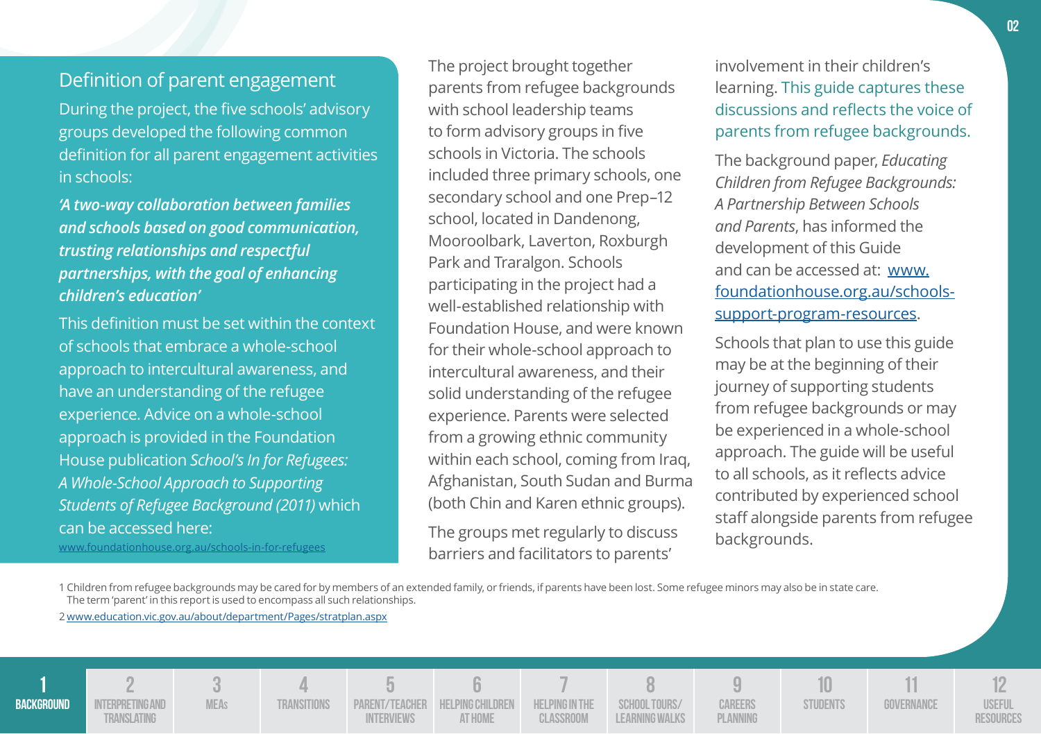## Definition of parent engagement

During the project, the five schools' advisory groups developed the following common definition for all parent engagement activities in schools:

***'A two-way collaboration between families and schools based on good communication, trusting relationships and respectful partnerships, with the goal of enhancing children's education'***

This definition must be set within the context of schools that embrace a whole-school approach to intercultural awareness, and have an understanding of the refugee experience. Advice on a whole-school approach is provided in the Foundation House publication *School's In for Refugees: A Whole-School Approach to Supporting Students of Refugee Background (2011)* which can be accessed here:

www.foundationhouse.org.au/schools-in-for-refugees

The project brought together parents from refugee backgrounds with school leadership teams to form advisory groups in five schools in Victoria. The schools included three primary schools, one secondary school and one Prep–12 school, located in Dandenong, Mooroolbark, Laverton, Roxburgh Park and Traralgon. Schools participating in the project had a well-established relationship with Foundation House, and were known for their whole-school approach to intercultural awareness, and their solid understanding of the refugee experience. Parents were selected from a growing ethnic community within each school, coming from Iraq, Afghanistan, South Sudan and Burma (both Chin and Karen ethnic groups).

The groups met regularly to discuss barriers and facilitators to parents' involvement in their children's learning. This guide captures these discussions and reflects the voice of parents from refugee backgrounds.

The background paper, *Educating Children from Refugee Backgrounds: A Partnership Between Schools and Parents*, has informed the development of this Guide and can be accessed at: www.foundationhouse.org.au/schools-support-program-resources.

Schools that plan to use this guide may be at the beginning of their journey of supporting students from refugee backgrounds or may be experienced in a whole-school approach. The guide will be useful to all schools, as it reflects advice contributed by experienced school staff alongside parents from refugee backgrounds.

1 Children from refugee backgrounds may be cared for by members of an extended family, or friends, if parents have been lost. Some refugee minors may also be in state care. The term 'parent' in this report is used to encompass all such relationships.

2 www.education.vic.gov.au/about/department/Pages/stratplan.aspx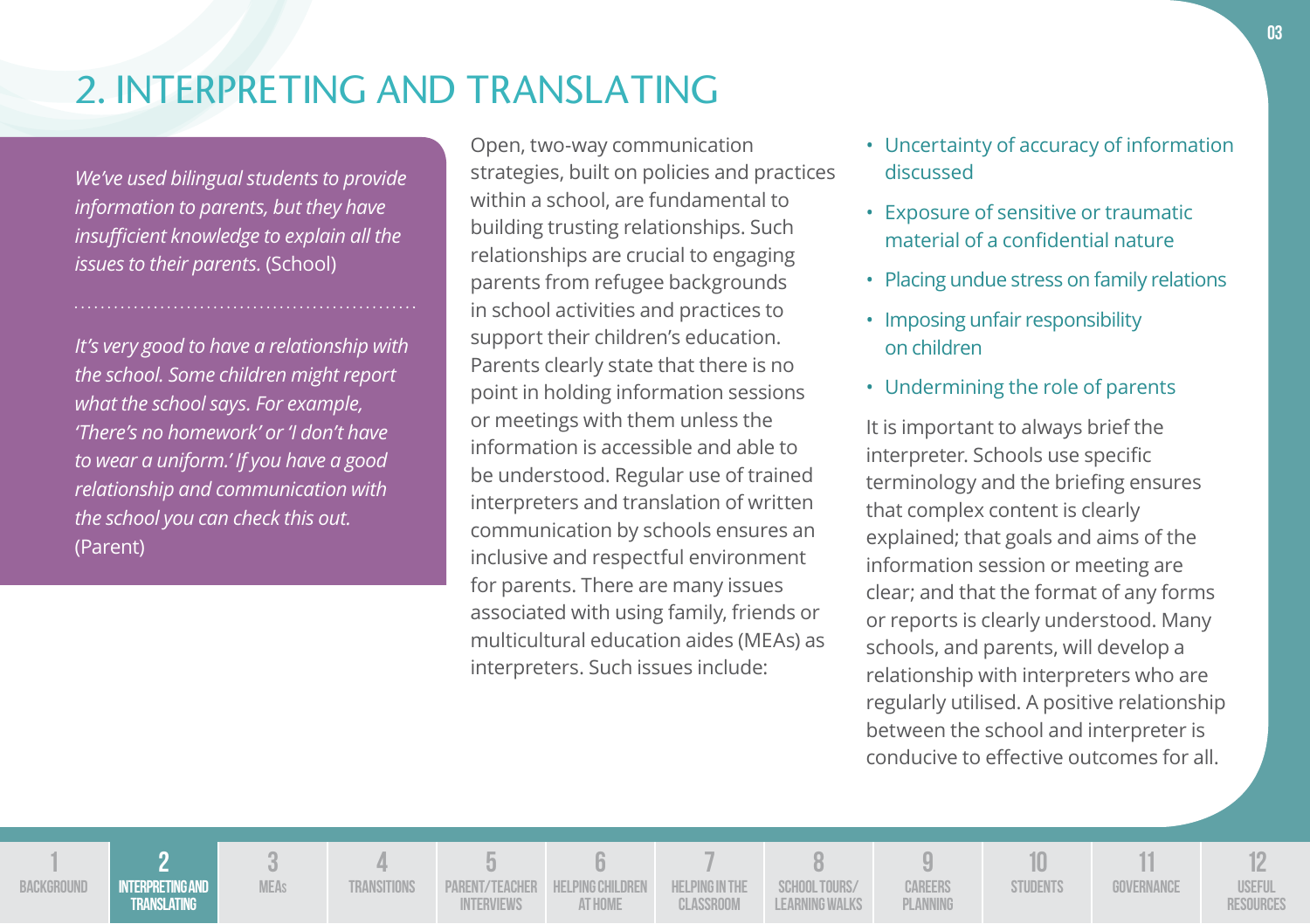# 2. INTERPRETING AND TRANSLATING

*We've used bilingual students to provide information to parents, but they have insufficient knowledge to explain all the issues to their parents.* (School)

*It's very good to have a relationship with the school. Some children might report what the school says. For example, 'There's no homework' or 'I don't have to wear a uniform.' If you have a good relationship and communication with the school you can check this out.* (Parent)

Open, two-way communication strategies, built on policies and practices within a school, are fundamental to building trusting relationships. Such relationships are crucial to engaging parents from refugee backgrounds in school activities and practices to support their children's education. Parents clearly state that there is no point in holding information sessions or meetings with them unless the information is accessible and able to be understood. Regular use of trained interpreters and translation of written communication by schools ensures an inclusive and respectful environment for parents. There are many issues associated with using family, friends or multicultural education aides (MEAs) as interpreters. Such issues include:

- Uncertainty of accuracy of information discussed
- Exposure of sensitive or traumatic material of a confidential nature
- Placing undue stress on family relations
- Imposing unfair responsibility on children
- Undermining the role of parents

It is important to always brief the interpreter. Schools use specific terminology and the briefing ensures that complex content is clearly explained; that goals and aims of the information session or meeting are clear; and that the format of any forms or reports is clearly understood. Many schools, and parents, will develop a relationship with interpreters who are regularly utilised. A positive relationship between the school and interpreter is conducive to effective outcomes for all.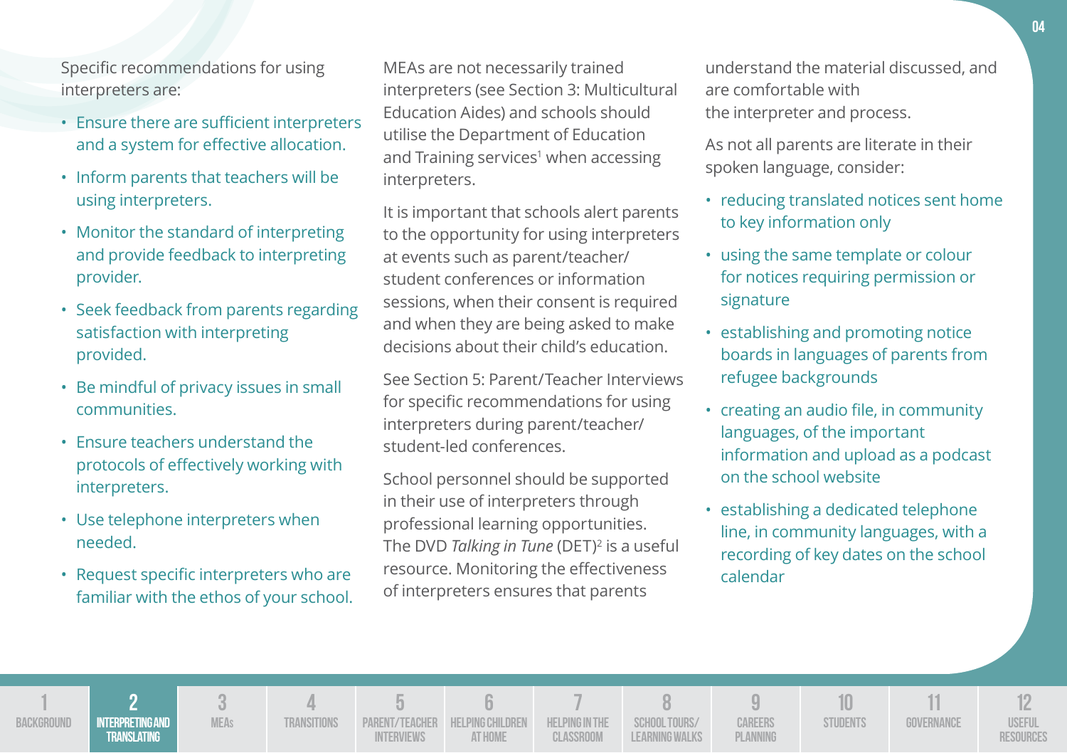Specific recommendations for using interpreters are:

- Ensure there are sufficient interpreters and a system for effective allocation.
- Inform parents that teachers will be using interpreters.
- Monitor the standard of interpreting and provide feedback to interpreting provider.
- Seek feedback from parents regarding satisfaction with interpreting provided.
- Be mindful of privacy issues in small communities.
- Ensure teachers understand the protocols of effectively working with interpreters.
- Use telephone interpreters when needed.
- Request specific interpreters who are familiar with the ethos of your school.

MEAs are not necessarily trained interpreters (see Section 3: Multicultural Education Aides) and schools should utilise the Department of Education and Training services[1] when accessing interpreters.

It is important that schools alert parents to the opportunity for using interpreters at events such as parent/teacher/student conferences or information sessions, when their consent is required and when they are being asked to make decisions about their child's education.

See Section 5: Parent/Teacher Interviews for specific recommendations for using interpreters during parent/teacher/student-led conferences.

School personnel should be supported in their use of interpreters through professional learning opportunities. The DVD *Talking in Tune* (DET)[2] is a useful resource. Monitoring the effectiveness of interpreters ensures that parents understand the material discussed, and are comfortable with the interpreter and process.

As not all parents are literate in their spoken language, consider:

- reducing translated notices sent home to key information only
- using the same template or colour for notices requiring permission or signature
- establishing and promoting notice boards in languages of parents from refugee backgrounds
- creating an audio file, in community languages, of the important information and upload as a podcast on the school website
- establishing a dedicated telephone line, in community languages, with a recording of key dates on the school calendar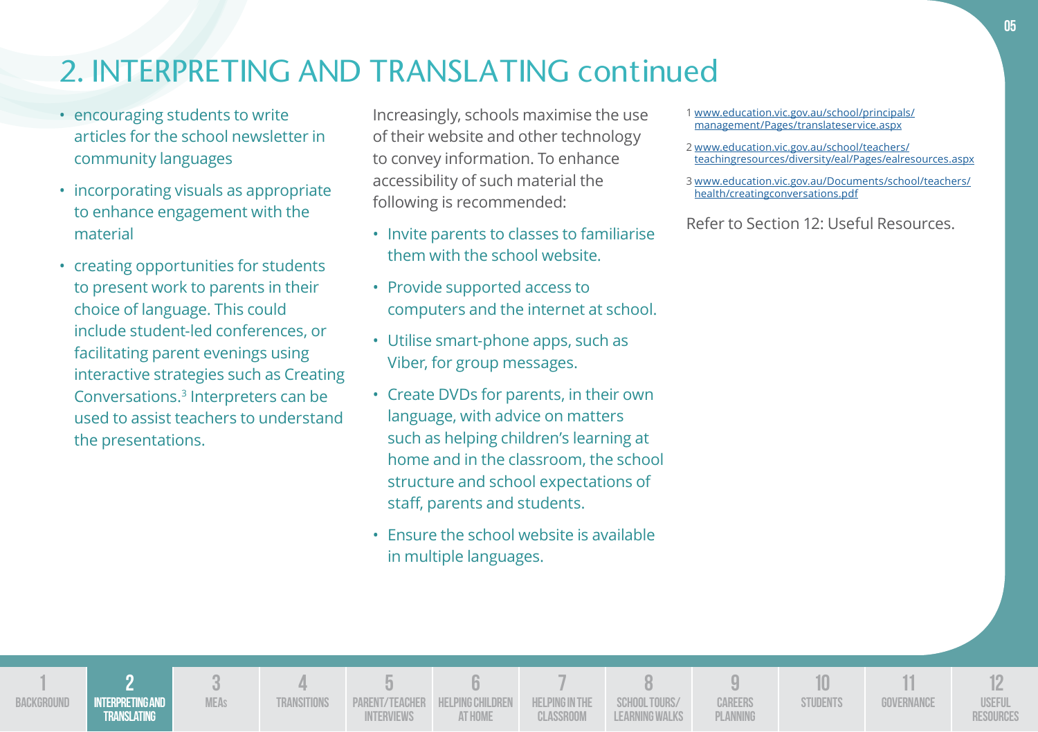# 2. INTERPRETING AND TRANSLATING continued

- encouraging students to write articles for the school newsletter in community languages
- incorporating visuals as appropriate to enhance engagement with the material
- creating opportunities for students to present work to parents in their choice of language. This could include student-led conferences, or facilitating parent evenings using interactive strategies such as Creating Conversations.[3] Interpreters can be used to assist teachers to understand the presentations.

Increasingly, schools maximise the use of their website and other technology to convey information. To enhance accessibility of such material the following is recommended:

- Invite parents to classes to familiarise them with the school website.
- Provide supported access to computers and the internet at school.
- Utilise smart-phone apps, such as Viber, for group messages.
- Create DVDs for parents, in their own language, with advice on matters such as helping children's learning at home and in the classroom, the school structure and school expectations of staff, parents and students.
- Ensure the school website is available in multiple languages.

1 www.education.vic.gov.au/school/principals/management/Pages/translateservice.aspx

2 www.education.vic.gov.au/school/teachers/teachingresources/diversity/eal/Pages/ealresources.aspx

3 www.education.vic.gov.au/Documents/school/teachers/health/creatingconversations.pdf

Refer to Section 12: Useful Resources.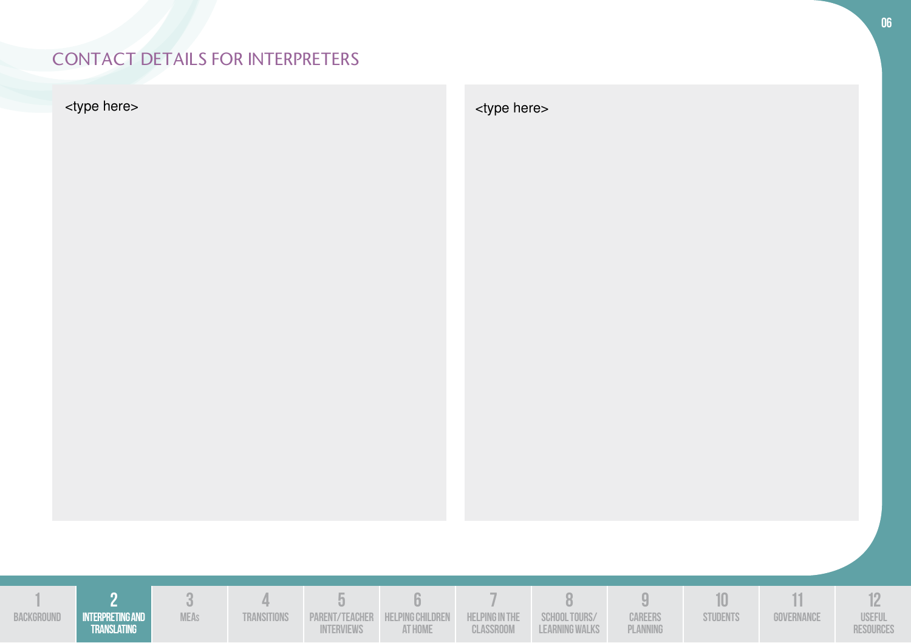## CONTACT DETAILS FOR INTERPRETERS

<type here>

<type here>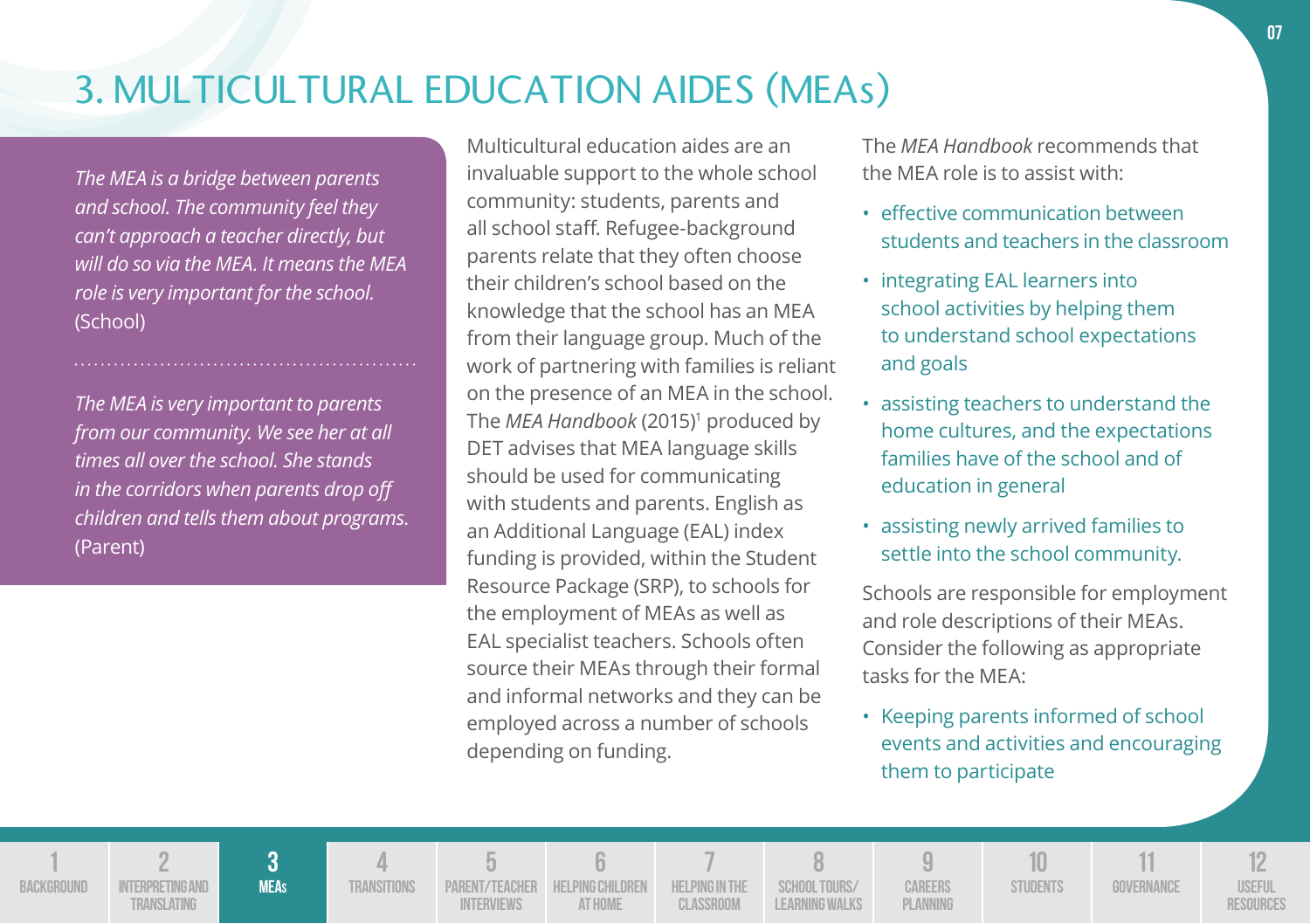# 3. MULTICULTURAL EDUCATION AIDES (MEAs)

*The MEA is a bridge between parents and school. The community feel they can't approach a teacher directly, but will do so via the MEA. It means the MEA role is very important for the school.* (School)

*The MEA is very important to parents from our community. We see her at all times all over the school. She stands in the corridors when parents drop off children and tells them about programs.* (Parent)

Multicultural education aides are an invaluable support to the whole school community: students, parents and all school staff. Refugee-background parents relate that they often choose their children's school based on the knowledge that the school has an MEA from their language group. Much of the work of partnering with families is reliant on the presence of an MEA in the school. The *MEA Handbook* (2015)[1] produced by DET advises that MEA language skills should be used for communicating with students and parents. English as an Additional Language (EAL) index funding is provided, within the Student Resource Package (SRP), to schools for the employment of MEAs as well as EAL specialist teachers. Schools often source their MEAs through their formal and informal networks and they can be employed across a number of schools depending on funding.

The *MEA Handbook* recommends that the MEA role is to assist with:

- effective communication between students and teachers in the classroom
- integrating EAL learners into school activities by helping them to understand school expectations and goals
- assisting teachers to understand the home cultures, and the expectations families have of the school and of education in general
- assisting newly arrived families to settle into the school community.

Schools are responsible for employment and role descriptions of their MEAs. Consider the following as appropriate tasks for the MEA:

- Keeping parents informed of school events and activities and encouraging them to participate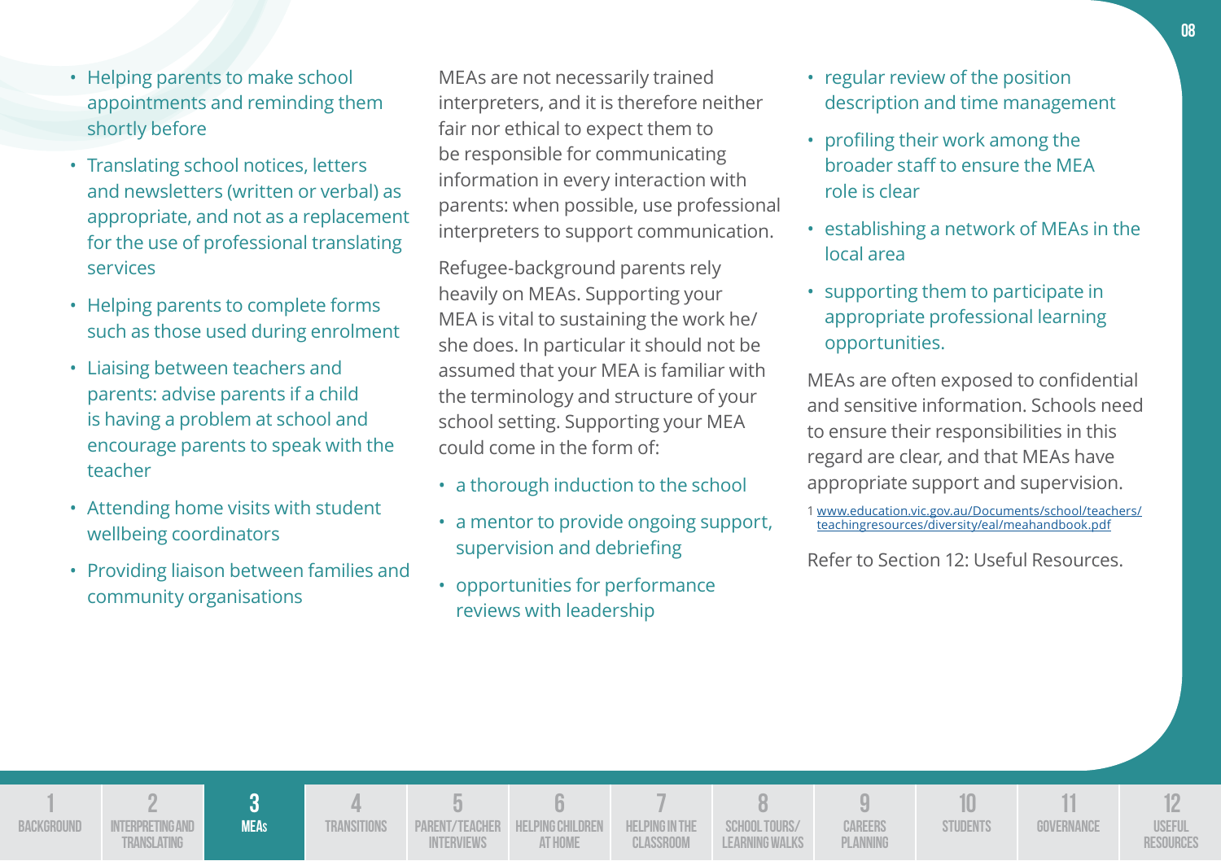- Helping parents to make school appointments and reminding them shortly before
- Translating school notices, letters and newsletters (written or verbal) as appropriate, and not as a replacement for the use of professional translating services
- Helping parents to complete forms such as those used during enrolment
- Liaising between teachers and parents: advise parents if a child is having a problem at school and encourage parents to speak with the teacher
- Attending home visits with student wellbeing coordinators
- Providing liaison between families and community organisations

MEAs are not necessarily trained interpreters, and it is therefore neither fair nor ethical to expect them to be responsible for communicating information in every interaction with parents: when possible, use professional interpreters to support communication.

Refugee-background parents rely heavily on MEAs. Supporting your MEA is vital to sustaining the work he/she does. In particular it should not be assumed that your MEA is familiar with the terminology and structure of your school setting. Supporting your MEA could come in the form of:

- a thorough induction to the school
- a mentor to provide ongoing support, supervision and debriefing
- opportunities for performance reviews with leadership
- regular review of the position description and time management
- profiling their work among the broader staff to ensure the MEA role is clear
- establishing a network of MEAs in the local area
- supporting them to participate in appropriate professional learning opportunities.

MEAs are often exposed to confidential and sensitive information. Schools need to ensure their responsibilities in this regard are clear, and that MEAs have appropriate support and supervision.

1 www.education.vic.gov.au/Documents/school/teachers/teachingresources/diversity/eal/meahandbook.pdf

Refer to Section 12: Useful Resources.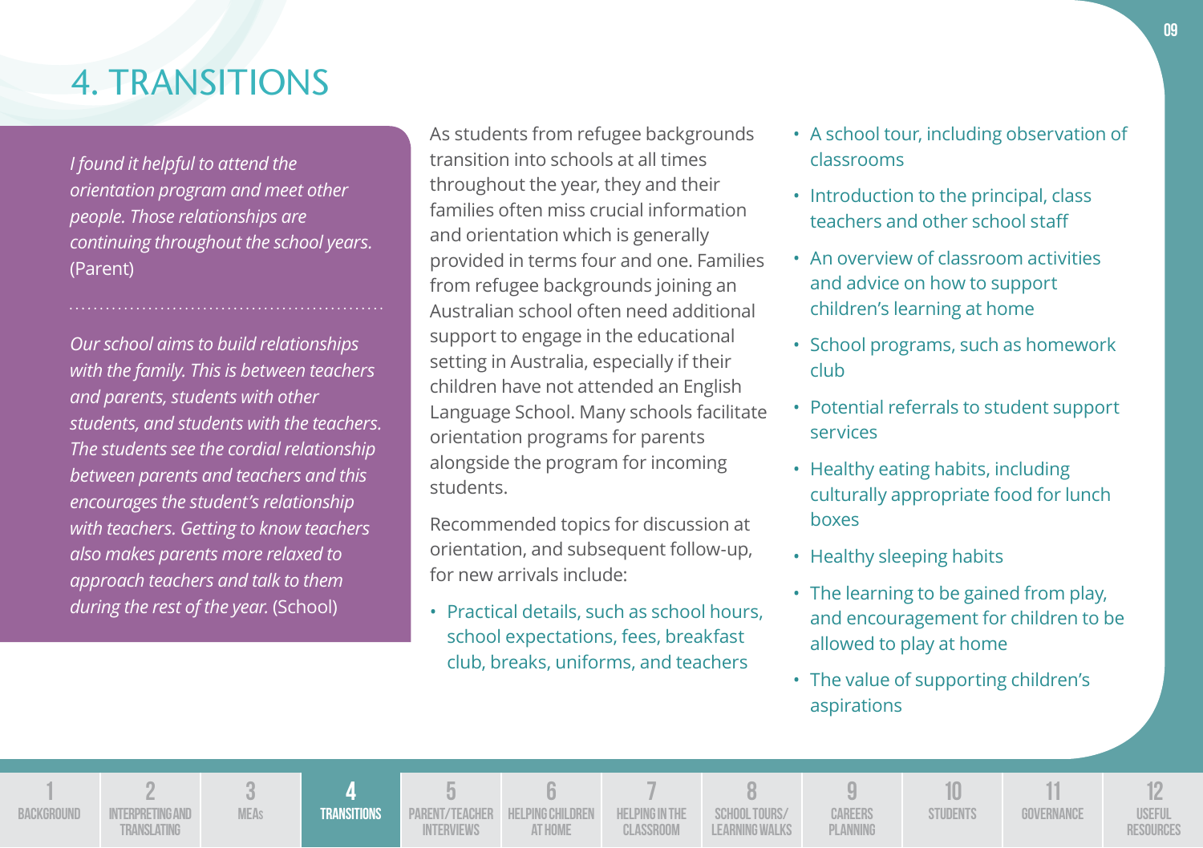# 4. TRANSITIONS

*I found it helpful to attend the orientation program and meet other people. Those relationships are continuing throughout the school years.* (Parent)

*Our school aims to build relationships with the family. This is between teachers and parents, students with other students, and students with the teachers. The students see the cordial relationship between parents and teachers and this encourages the student's relationship with teachers. Getting to know teachers also makes parents more relaxed to approach teachers and talk to them during the rest of the year.* (School)

As students from refugee backgrounds transition into schools at all times throughout the year, they and their families often miss crucial information and orientation which is generally provided in terms four and one. Families from refugee backgrounds joining an Australian school often need additional support to engage in the educational setting in Australia, especially if their children have not attended an English Language School. Many schools facilitate orientation programs for parents alongside the program for incoming students.

Recommended topics for discussion at orientation, and subsequent follow-up, for new arrivals include:

- Practical details, such as school hours, school expectations, fees, breakfast club, breaks, uniforms, and teachers
- A school tour, including observation of classrooms
- Introduction to the principal, class teachers and other school staff
- An overview of classroom activities and advice on how to support children's learning at home
- School programs, such as homework club
- Potential referrals to student support services
- Healthy eating habits, including culturally appropriate food for lunch boxes
- Healthy sleeping habits
- The learning to be gained from play, and encouragement for children to be allowed to play at home
- The value of supporting children's aspirations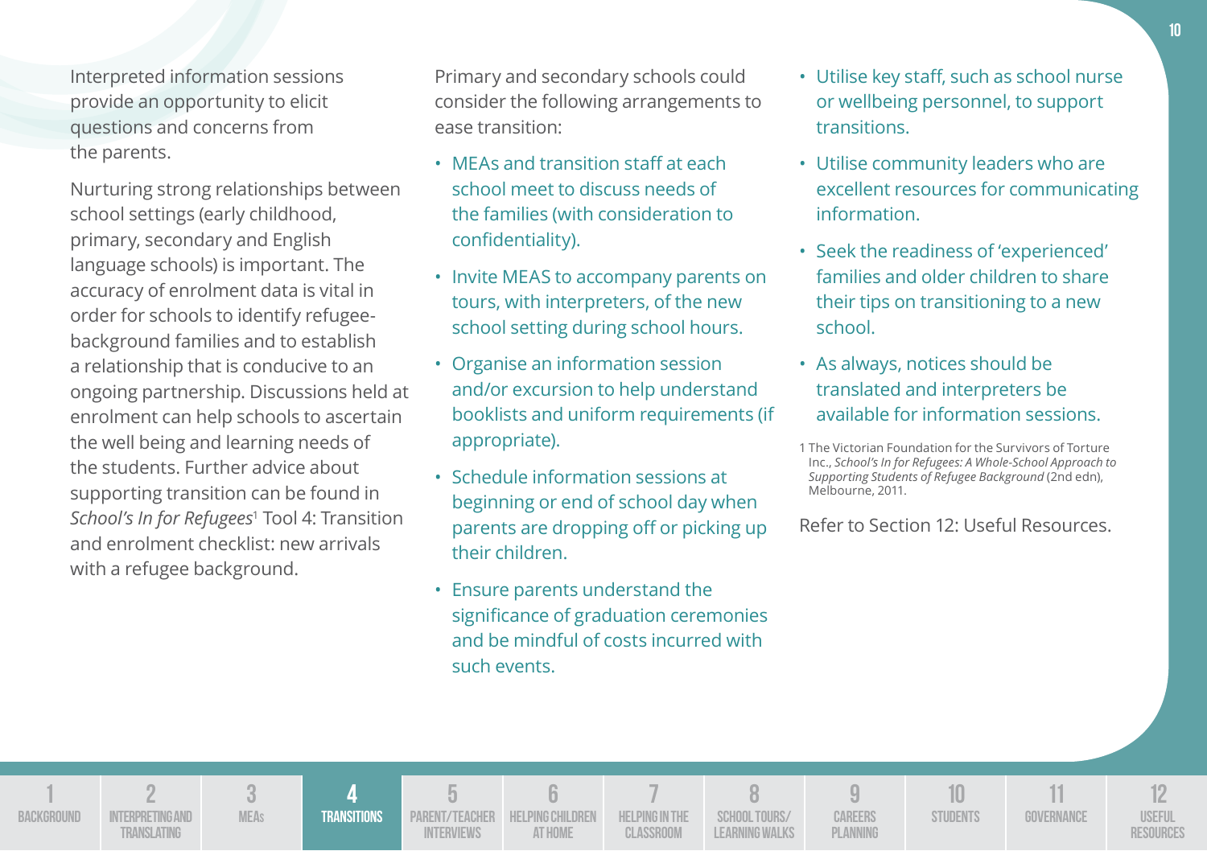Interpreted information sessions provide an opportunity to elicit questions and concerns from the parents.

Nurturing strong relationships between school settings (early childhood, primary, secondary and English language schools) is important. The accuracy of enrolment data is vital in order for schools to identify refugee-background families and to establish a relationship that is conducive to an ongoing partnership. Discussions held at enrolment can help schools to ascertain the well being and learning needs of the students. Further advice about supporting transition can be found in *School's In for Refugees*[1] Tool 4: Transition and enrolment checklist: new arrivals with a refugee background.

Primary and secondary schools could consider the following arrangements to ease transition:

- MEAs and transition staff at each school meet to discuss needs of the families (with consideration to confidentiality).
- Invite MEAS to accompany parents on tours, with interpreters, of the new school setting during school hours.
- Organise an information session and/or excursion to help understand booklists and uniform requirements (if appropriate).
- Schedule information sessions at beginning or end of school day when parents are dropping off or picking up their children.
- Ensure parents understand the significance of graduation ceremonies and be mindful of costs incurred with such events.
- Utilise key staff, such as school nurse or wellbeing personnel, to support transitions.
- Utilise community leaders who are excellent resources for communicating information.
- Seek the readiness of 'experienced' families and older children to share their tips on transitioning to a new school.
- As always, notices should be translated and interpreters be available for information sessions.

1 The Victorian Foundation for the Survivors of Torture Inc., *School's In for Refugees: A Whole-School Approach to Supporting Students of Refugee Background* (2nd edn), Melbourne, 2011.

Refer to Section 12: Useful Resources.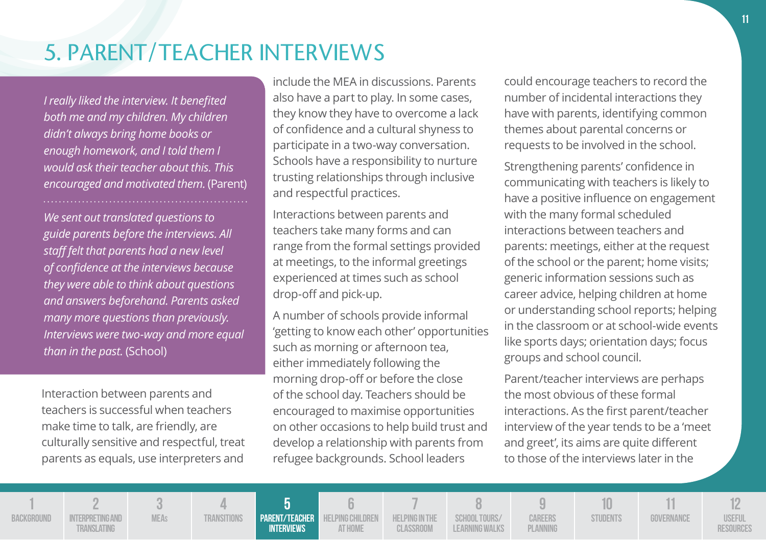# 5. PARENT/TEACHER INTERVIEWS

*I really liked the interview. It benefited both me and my children. My children didn't always bring home books or enough homework, and I told them I would ask their teacher about this. This encouraged and motivated them.* (Parent)

*We sent out translated questions to guide parents before the interviews. All staff felt that parents had a new level of confidence at the interviews because they were able to think about questions and answers beforehand. Parents asked many more questions than previously. Interviews were two-way and more equal than in the past.* (School)

Interaction between parents and teachers is successful when teachers make time to talk, are friendly, are culturally sensitive and respectful, treat parents as equals, use interpreters and include the MEA in discussions. Parents also have a part to play. In some cases, they know they have to overcome a lack of confidence and a cultural shyness to participate in a two-way conversation. Schools have a responsibility to nurture trusting relationships through inclusive and respectful practices.

Interactions between parents and teachers take many forms and can range from the formal settings provided at meetings, to the informal greetings experienced at times such as school drop-off and pick-up.

A number of schools provide informal 'getting to know each other' opportunities such as morning or afternoon tea, either immediately following the morning drop-off or before the close of the school day. Teachers should be encouraged to maximise opportunities on other occasions to help build trust and develop a relationship with parents from refugee backgrounds. School leaders could encourage teachers to record the number of incidental interactions they have with parents, identifying common themes about parental concerns or requests to be involved in the school.

Strengthening parents' confidence in communicating with teachers is likely to have a positive influence on engagement with the many formal scheduled interactions between teachers and parents: meetings, either at the request of the school or the parent; home visits; generic information sessions such as career advice, helping children at home or understanding school reports; helping in the classroom or at school-wide events like sports days; orientation days; focus groups and school council.

Parent/teacher interviews are perhaps the most obvious of these formal interactions. As the first parent/teacher interview of the year tends to be a 'meet and greet', its aims are quite different to those of the interviews later in the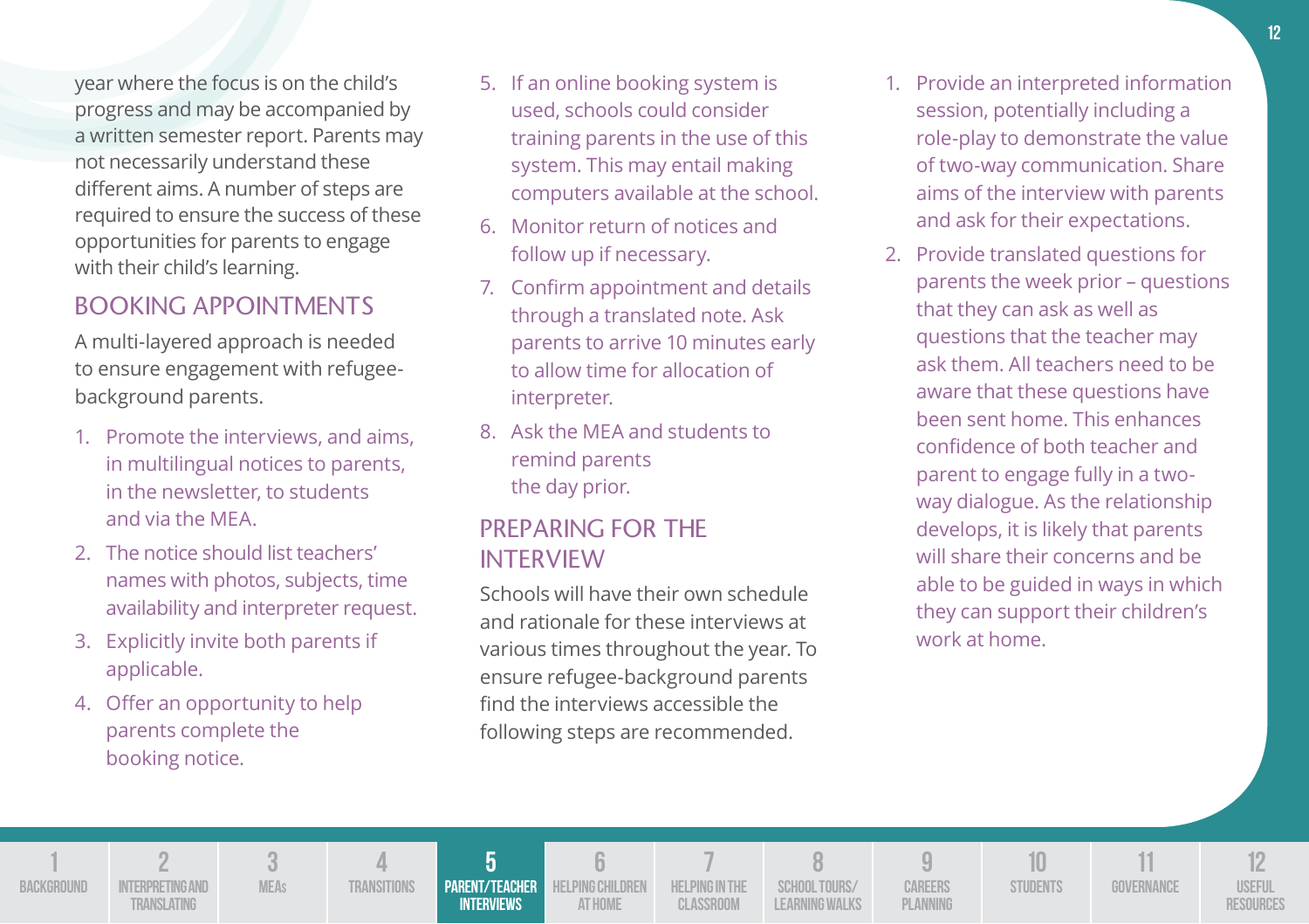year where the focus is on the child's progress and may be accompanied by a written semester report. Parents may not necessarily understand these different aims. A number of steps are required to ensure the success of these opportunities for parents to engage with their child's learning.

## BOOKING APPOINTMENTS

A multi-layered approach is needed to ensure engagement with refugee-background parents.

1. Promote the interviews, and aims, in multilingual notices to parents, in the newsletter, to students and via the MEA.
2. The notice should list teachers' names with photos, subjects, time availability and interpreter request.
3. Explicitly invite both parents if applicable.
4. Offer an opportunity to help parents complete the booking notice.
5. If an online booking system is used, schools could consider training parents in the use of this system. This may entail making computers available at the school.
6. Monitor return of notices and follow up if necessary.
7. Confirm appointment and details through a translated note. Ask parents to arrive 10 minutes early to allow time for allocation of interpreter.
8. Ask the MEA and students to remind parents the day prior.

## PREPARING FOR THE INTERVIEW

Schools will have their own schedule and rationale for these interviews at various times throughout the year. To ensure refugee-background parents find the interviews accessible the following steps are recommended.

1. Provide an interpreted information session, potentially including a role-play to demonstrate the value of two-way communication. Share aims of the interview with parents and ask for their expectations.
2. Provide translated questions for parents the week prior – questions that they can ask as well as questions that the teacher may ask them. All teachers need to be aware that these questions have been sent home. This enhances confidence of both teacher and parent to engage fully in a two-way dialogue. As the relationship develops, it is likely that parents will share their concerns and be able to be guided in ways in which they can support their children's work at home.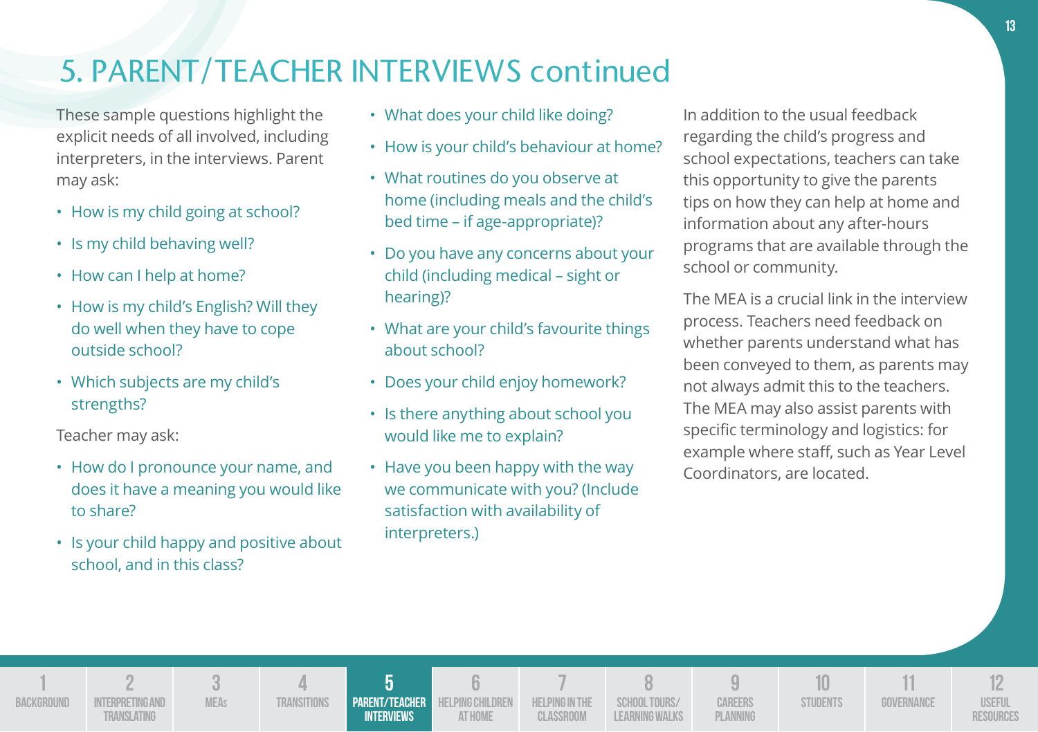# 5. PARENT/TEACHER INTERVIEWS continued

These sample questions highlight the explicit needs of all involved, including interpreters, in the interviews. Parent may ask:

- How is my child going at school?
- Is my child behaving well?
- How can I help at home?
- How is my child's English? Will they do well when they have to cope outside school?
- Which subjects are my child's strengths?

Teacher may ask:

- How do I pronounce your name, and does it have a meaning you would like to share?
- Is your child happy and positive about school, and in this class?
- What does your child like doing?
- How is your child's behaviour at home?
- What routines do you observe at home (including meals and the child's bed time – if age-appropriate)?
- Do you have any concerns about your child (including medical – sight or hearing)?
- What are your child's favourite things about school?
- Does your child enjoy homework?
- Is there anything about school you would like me to explain?
- Have you been happy with the way we communicate with you? (Include satisfaction with availability of interpreters.)

In addition to the usual feedback regarding the child's progress and school expectations, teachers can take this opportunity to give the parents tips on how they can help at home and information about any after-hours programs that are available through the school or community.

The MEA is a crucial link in the interview process. Teachers need feedback on whether parents understand what has been conveyed to them, as parents may not always admit this to the teachers. The MEA may also assist parents with specific terminology and logistics: for example where staff, such as Year Level Coordinators, are located.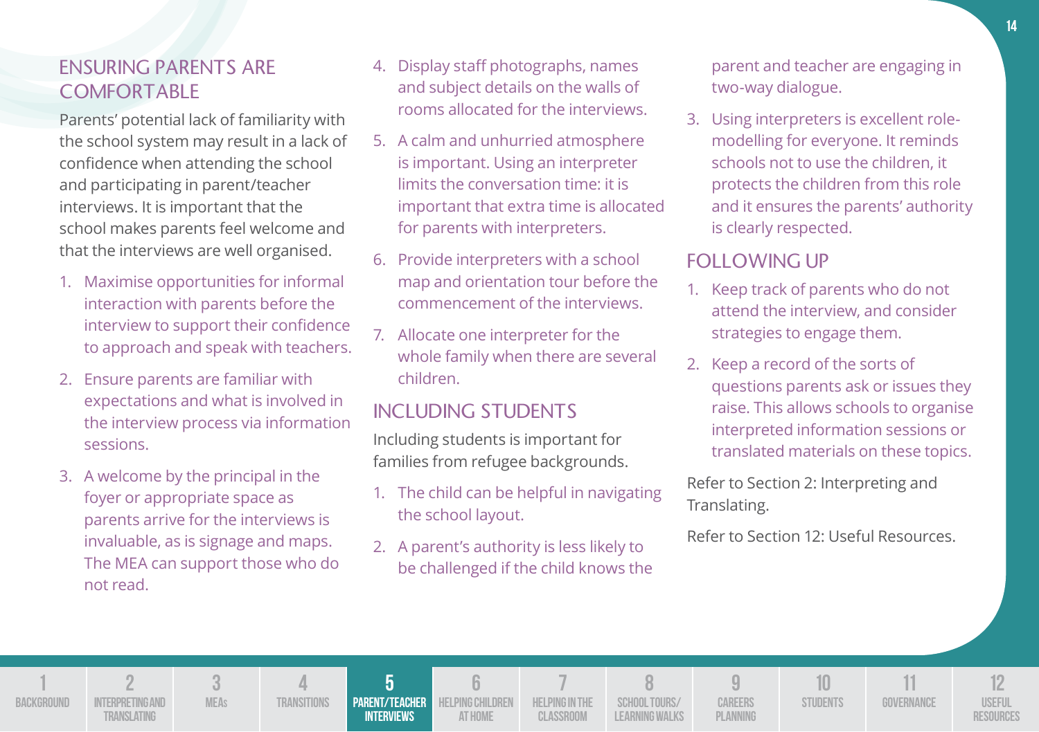## ENSURING PARENTS ARE COMFORTABLE

Parents' potential lack of familiarity with the school system may result in a lack of confidence when attending the school and participating in parent/teacher interviews. It is important that the school makes parents feel welcome and that the interviews are well organised.

1. Maximise opportunities for informal interaction with parents before the interview to support their confidence to approach and speak with teachers.
2. Ensure parents are familiar with expectations and what is involved in the interview process via information sessions.
3. A welcome by the principal in the foyer or appropriate space as parents arrive for the interviews is invaluable, as is signage and maps. The MEA can support those who do not read.
4. Display staff photographs, names and subject details on the walls of rooms allocated for the interviews.
5. A calm and unhurried atmosphere is important. Using an interpreter limits the conversation time: it is important that extra time is allocated for parents with interpreters.
6. Provide interpreters with a school map and orientation tour before the commencement of the interviews.
7. Allocate one interpreter for the whole family when there are several children.

## INCLUDING STUDENTS

Including students is important for families from refugee backgrounds.

1. The child can be helpful in navigating the school layout.
2. A parent's authority is less likely to be challenged if the child knows the parent and teacher are engaging in two-way dialogue.
3. Using interpreters is excellent role-modelling for everyone. It reminds schools not to use the children, it protects the children from this role and it ensures the parents' authority is clearly respected.

## FOLLOWING UP

1. Keep track of parents who do not attend the interview, and consider strategies to engage them.
2. Keep a record of the sorts of questions parents ask or issues they raise. This allows schools to organise interpreted information sessions or translated materials on these topics.

Refer to Section 2: Interpreting and Translating.

Refer to Section 12: Useful Resources.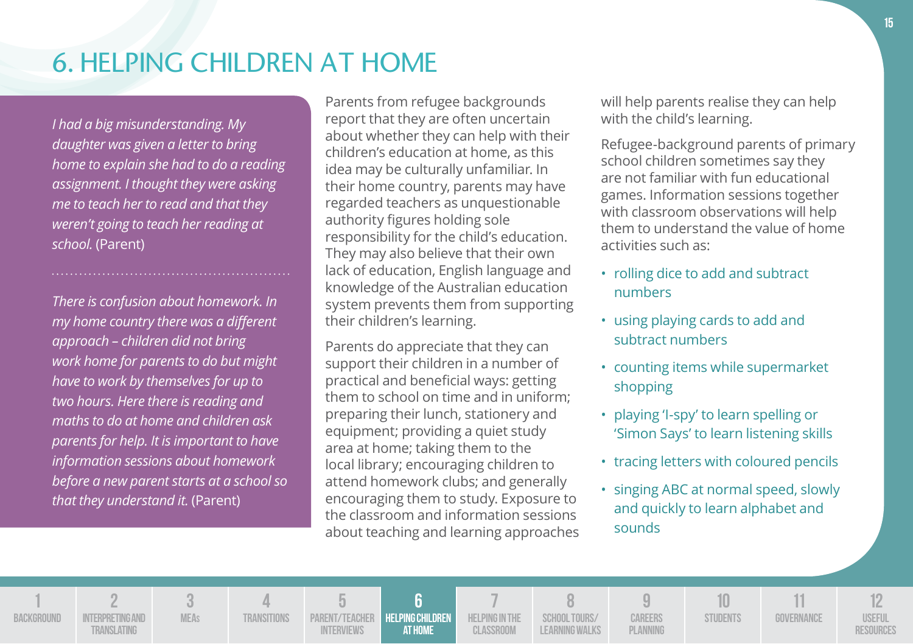# 6. HELPING CHILDREN AT HOME

*I had a big misunderstanding. My daughter was given a letter to bring home to explain she had to do a reading assignment. I thought they were asking me to teach her to read and that they weren't going to teach her reading at school.* (Parent)

*There is confusion about homework. In my home country there was a different approach – children did not bring work home for parents to do but might have to work by themselves for up to two hours. Here there is reading and maths to do at home and children ask parents for help. It is important to have information sessions about homework before a new parent starts at a school so that they understand it.* (Parent)

Parents from refugee backgrounds report that they are often uncertain about whether they can help with their children's education at home, as this idea may be culturally unfamiliar. In their home country, parents may have regarded teachers as unquestionable authority figures holding sole responsibility for the child's education. They may also believe that their own lack of education, English language and knowledge of the Australian education system prevents them from supporting their children's learning.

Parents do appreciate that they can support their children in a number of practical and beneficial ways: getting them to school on time and in uniform; preparing their lunch, stationery and equipment; providing a quiet study area at home; taking them to the local library; encouraging children to attend homework clubs; and generally encouraging them to study. Exposure to the classroom and information sessions about teaching and learning approaches will help parents realise they can help with the child's learning.

Refugee-background parents of primary school children sometimes say they are not familiar with fun educational games. Information sessions together with classroom observations will help them to understand the value of home activities such as:

- rolling dice to add and subtract numbers
- using playing cards to add and subtract numbers
- counting items while supermarket shopping
- playing 'I-spy' to learn spelling or 'Simon Says' to learn listening skills
- tracing letters with coloured pencils
- singing ABC at normal speed, slowly and quickly to learn alphabet and sounds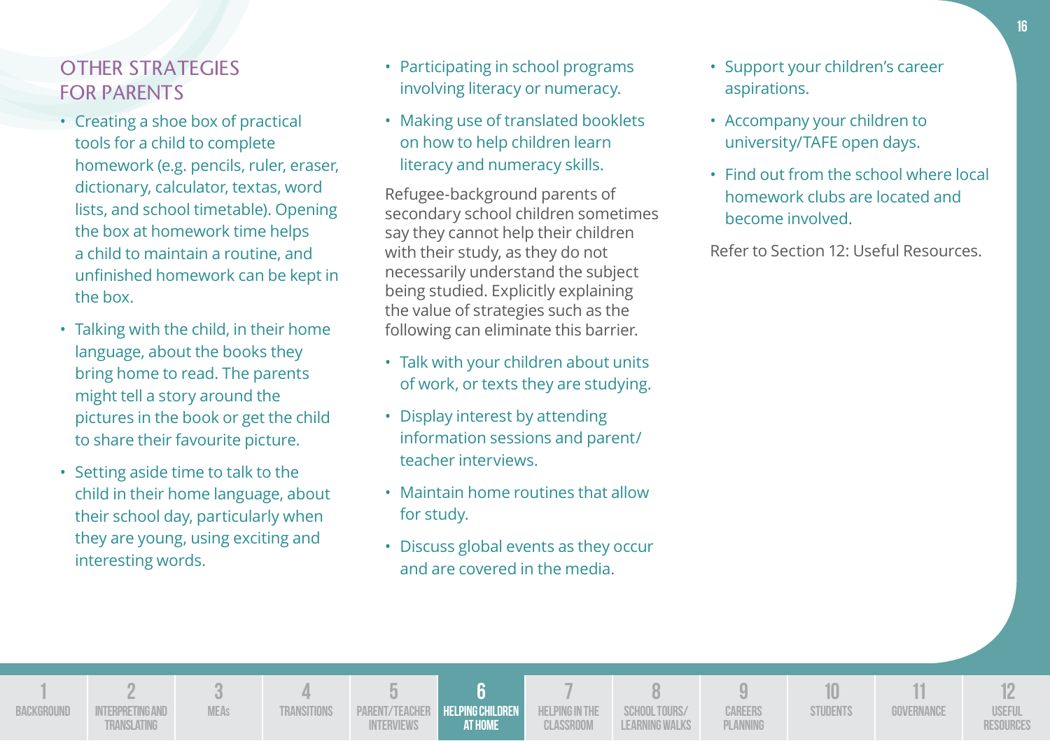## OTHER STRATEGIES FOR PARENTS

- Creating a shoe box of practical tools for a child to complete homework (e.g. pencils, ruler, eraser, dictionary, calculator, textas, word lists, and school timetable). Opening the box at homework time helps a child to maintain a routine, and unfinished homework can be kept in the box.
- Talking with the child, in their home language, about the books they bring home to read. The parents might tell a story around the pictures in the book or get the child to share their favourite picture.
- Setting aside time to talk to the child in their home language, about their school day, particularly when they are young, using exciting and interesting words.
- Participating in school programs involving literacy or numeracy.
- Making use of translated booklets on how to help children learn literacy and numeracy skills.

Refugee-background parents of secondary school children sometimes say they cannot help their children with their study, as they do not necessarily understand the subject being studied. Explicitly explaining the value of strategies such as the following can eliminate this barrier.

- Talk with your children about units of work, or texts they are studying.
- Display interest by attending information sessions and parent/teacher interviews.
- Maintain home routines that allow for study.
- Discuss global events as they occur and are covered in the media.
- Support your children's career aspirations.
- Accompany your children to university/TAFE open days.
- Find out from the school where local homework clubs are located and become involved.

Refer to Section 12: Useful Resources.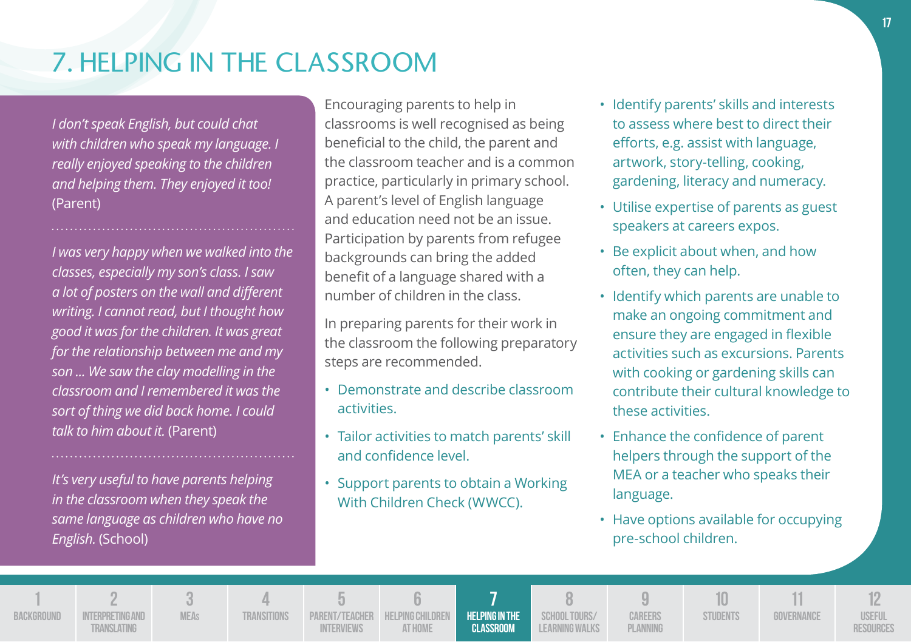# 7. HELPING IN THE CLASSROOM

*I don't speak English, but could chat with children who speak my language. I really enjoyed speaking to the children and helping them. They enjoyed it too!* (Parent)

*I was very happy when we walked into the classes, especially my son's class. I saw a lot of posters on the wall and different writing. I cannot read, but I thought how good it was for the children. It was great for the relationship between me and my son ... We saw the clay modelling in the classroom and I remembered it was the sort of thing we did back home. I could talk to him about it.* (Parent)

*It's very useful to have parents helping in the classroom when they speak the same language as children who have no English.* (School)

Encouraging parents to help in classrooms is well recognised as being beneficial to the child, the parent and the classroom teacher and is a common practice, particularly in primary school. A parent's level of English language and education need not be an issue. Participation by parents from refugee backgrounds can bring the added benefit of a language shared with a number of children in the class.

In preparing parents for their work in the classroom the following preparatory steps are recommended.

- Demonstrate and describe classroom activities.
- Tailor activities to match parents' skill and confidence level.
- Support parents to obtain a Working With Children Check (WWCC).
- Identify parents' skills and interests to assess where best to direct their efforts, e.g. assist with language, artwork, story-telling, cooking, gardening, literacy and numeracy.
- Utilise expertise of parents as guest speakers at careers expos.
- Be explicit about when, and how often, they can help.
- Identify which parents are unable to make an ongoing commitment and ensure they are engaged in flexible activities such as excursions. Parents with cooking or gardening skills can contribute their cultural knowledge to these activities.
- Enhance the confidence of parent helpers through the support of the MEA or a teacher who speaks their language.
- Have options available for occupying pre-school children.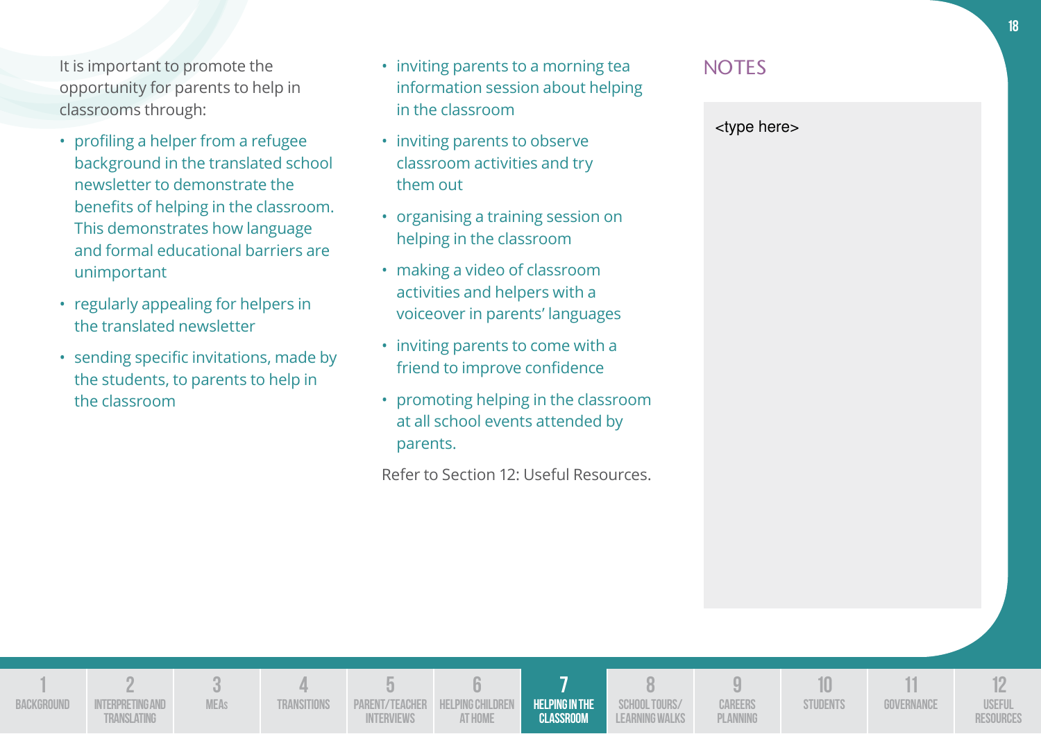It is important to promote the opportunity for parents to help in classrooms through:

- profiling a helper from a refugee background in the translated school newsletter to demonstrate the benefits of helping in the classroom. This demonstrates how language and formal educational barriers are unimportant
- regularly appealing for helpers in the translated newsletter
- sending specific invitations, made by the students, to parents to help in the classroom
- inviting parents to a morning tea information session about helping in the classroom
- inviting parents to observe classroom activities and try them out
- organising a training session on helping in the classroom
- making a video of classroom activities and helpers with a voiceover in parents' languages
- inviting parents to come with a friend to improve confidence
- promoting helping in the classroom at all school events attended by parents.

Refer to Section 12: Useful Resources.

## NOTES

<type here>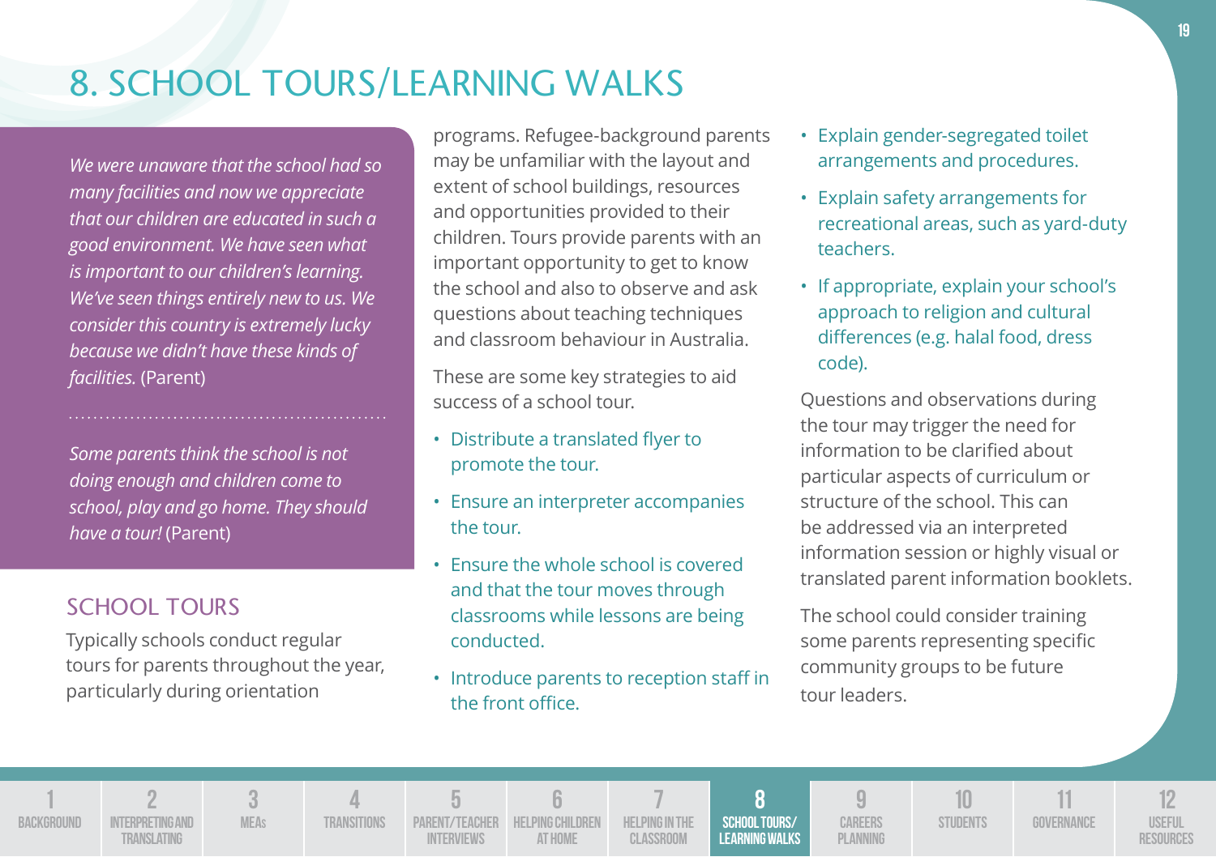# 8. SCHOOL TOURS/LEARNING WALKS

*We were unaware that the school had so many facilities and now we appreciate that our children are educated in such a good environment. We have seen what is important to our children's learning. We've seen things entirely new to us. We consider this country is extremely lucky because we didn't have these kinds of facilities.* (Parent)

*Some parents think the school is not doing enough and children come to school, play and go home. They should have a tour!* (Parent)

## SCHOOL TOURS

Typically schools conduct regular tours for parents throughout the year, particularly during orientation programs. Refugee-background parents may be unfamiliar with the layout and extent of school buildings, resources and opportunities provided to their children. Tours provide parents with an important opportunity to get to know the school and also to observe and ask questions about teaching techniques and classroom behaviour in Australia.

These are some key strategies to aid success of a school tour.

- Distribute a translated flyer to promote the tour.
- Ensure an interpreter accompanies the tour.
- Ensure the whole school is covered and that the tour moves through classrooms while lessons are being conducted.
- Introduce parents to reception staff in the front office.
- Explain gender-segregated toilet arrangements and procedures.
- Explain safety arrangements for recreational areas, such as yard-duty teachers.
- If appropriate, explain your school's approach to religion and cultural differences (e.g. halal food, dress code).

Questions and observations during the tour may trigger the need for information to be clarified about particular aspects of curriculum or structure of the school. This can be addressed via an interpreted information session or highly visual or translated parent information booklets.

The school could consider training some parents representing specific community groups to be future tour leaders.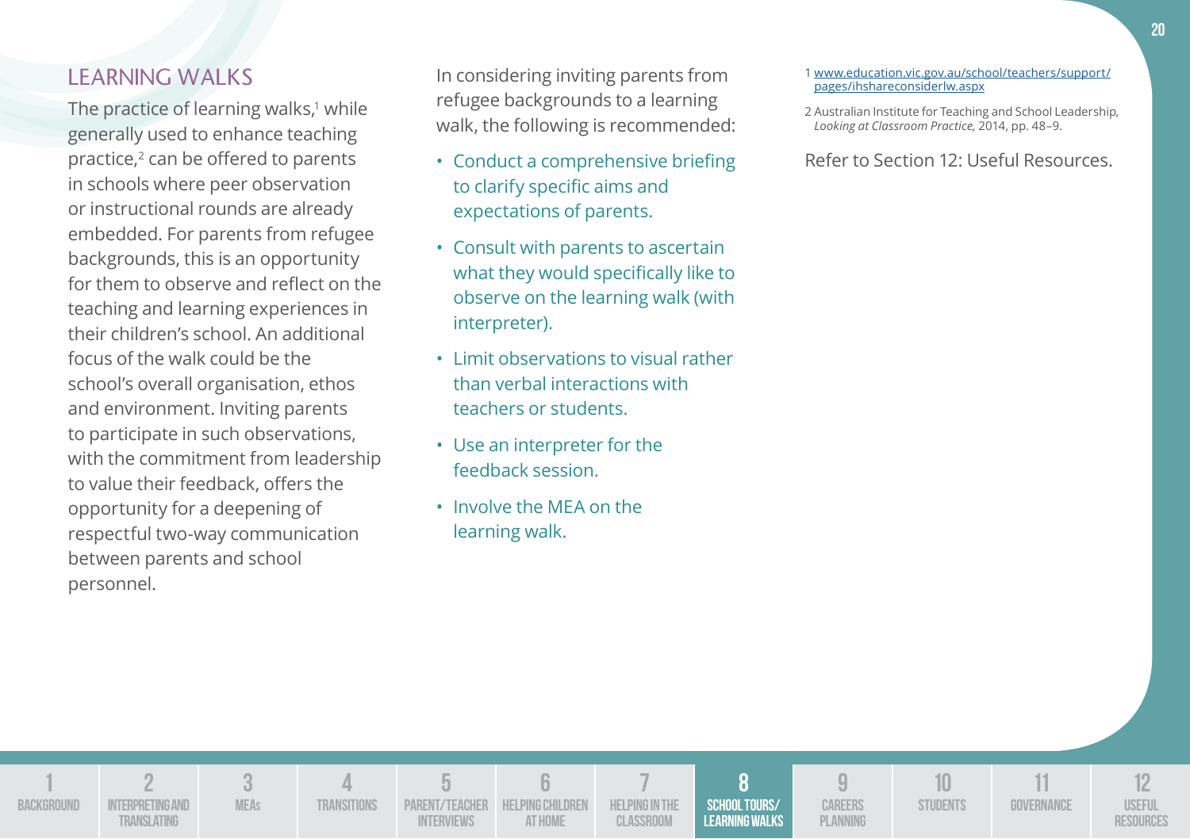## LEARNING WALKS

The practice of learning walks,[1] while generally used to enhance teaching practice,[2] can be offered to parents in schools where peer observation or instructional rounds are already embedded. For parents from refugee backgrounds, this is an opportunity for them to observe and reflect on the teaching and learning experiences in their children's school. An additional focus of the walk could be the school's overall organisation, ethos and environment. Inviting parents to participate in such observations, with the commitment from leadership to value their feedback, offers the opportunity for a deepening of respectful two-way communication between parents and school personnel.

In considering inviting parents from refugee backgrounds to a learning walk, the following is recommended:

- Conduct a comprehensive briefing to clarify specific aims and expectations of parents.
- Consult with parents to ascertain what they would specifically like to observe on the learning walk (with interpreter).
- Limit observations to visual rather than verbal interactions with teachers or students.
- Use an interpreter for the feedback session.
- Involve the MEA on the learning walk.

1 www.education.vic.gov.au/school/teachers/support/pages/ihshareconsiderlw.aspx

2 Australian Institute for Teaching and School Leadership, *Looking at Classroom Practice,* 2014, pp. 48–9.

Refer to Section 12: Useful Resources.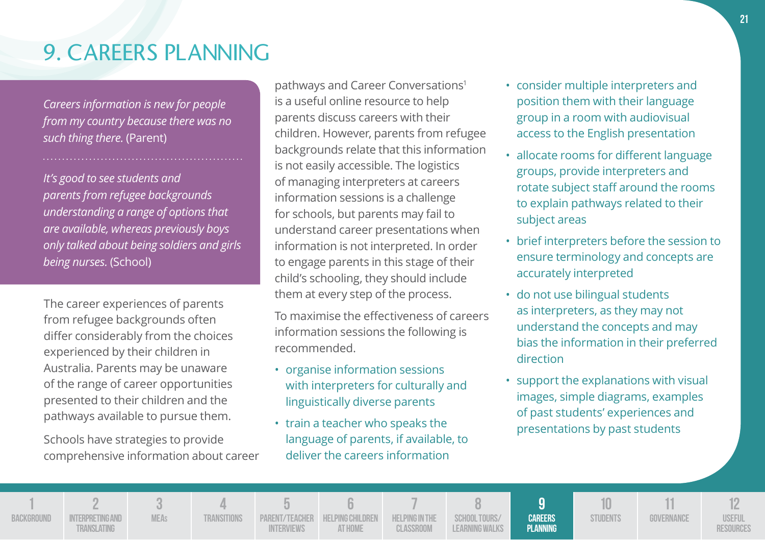# 9. CAREERS PLANNING

*Careers information is new for people from my country because there was no such thing there.* (Parent)

*It's good to see students and parents from refugee backgrounds understanding a range of options that are available, whereas previously boys only talked about being soldiers and girls being nurses.* (School)

The career experiences of parents from refugee backgrounds often differ considerably from the choices experienced by their children in Australia. Parents may be unaware of the range of career opportunities presented to their children and the pathways available to pursue them.

Schools have strategies to provide comprehensive information about career pathways and Career Conversations[1] is a useful online resource to help parents discuss careers with their children. However, parents from refugee backgrounds relate that this information is not easily accessible. The logistics of managing interpreters at careers information sessions is a challenge for schools, but parents may fail to understand career presentations when information is not interpreted. In order to engage parents in this stage of their child's schooling, they should include them at every step of the process.

To maximise the effectiveness of careers information sessions the following is recommended.

- organise information sessions with interpreters for culturally and linguistically diverse parents
- train a teacher who speaks the language of parents, if available, to deliver the careers information
- consider multiple interpreters and position them with their language group in a room with audiovisual access to the English presentation
- allocate rooms for different language groups, provide interpreters and rotate subject staff around the rooms to explain pathways related to their subject areas
- brief interpreters before the session to ensure terminology and concepts are accurately interpreted
- do not use bilingual students as interpreters, as they may not understand the concepts and may bias the information in their preferred direction
- support the explanations with visual images, simple diagrams, examples of past students' experiences and presentations by past students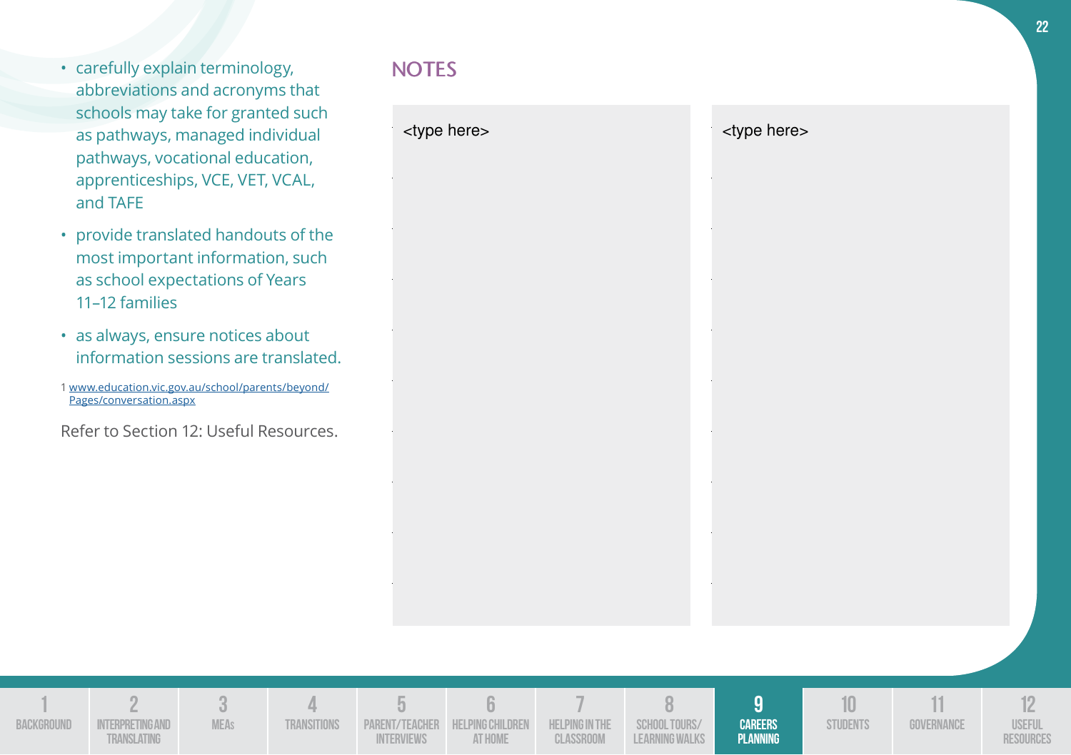- carefully explain terminology, abbreviations and acronyms that schools may take for granted such as pathways, managed individual pathways, vocational education, apprenticeships, VCE, VET, VCAL, and TAFE
- provide translated handouts of the most important information, such as school expectations of Years 11–12 families
- as always, ensure notices about information sessions are translated.

1 www.education.vic.gov.au/school/parents/beyond/Pages/conversation.aspx

Refer to Section 12: Useful Resources.

## NOTES

<type here>

<type here>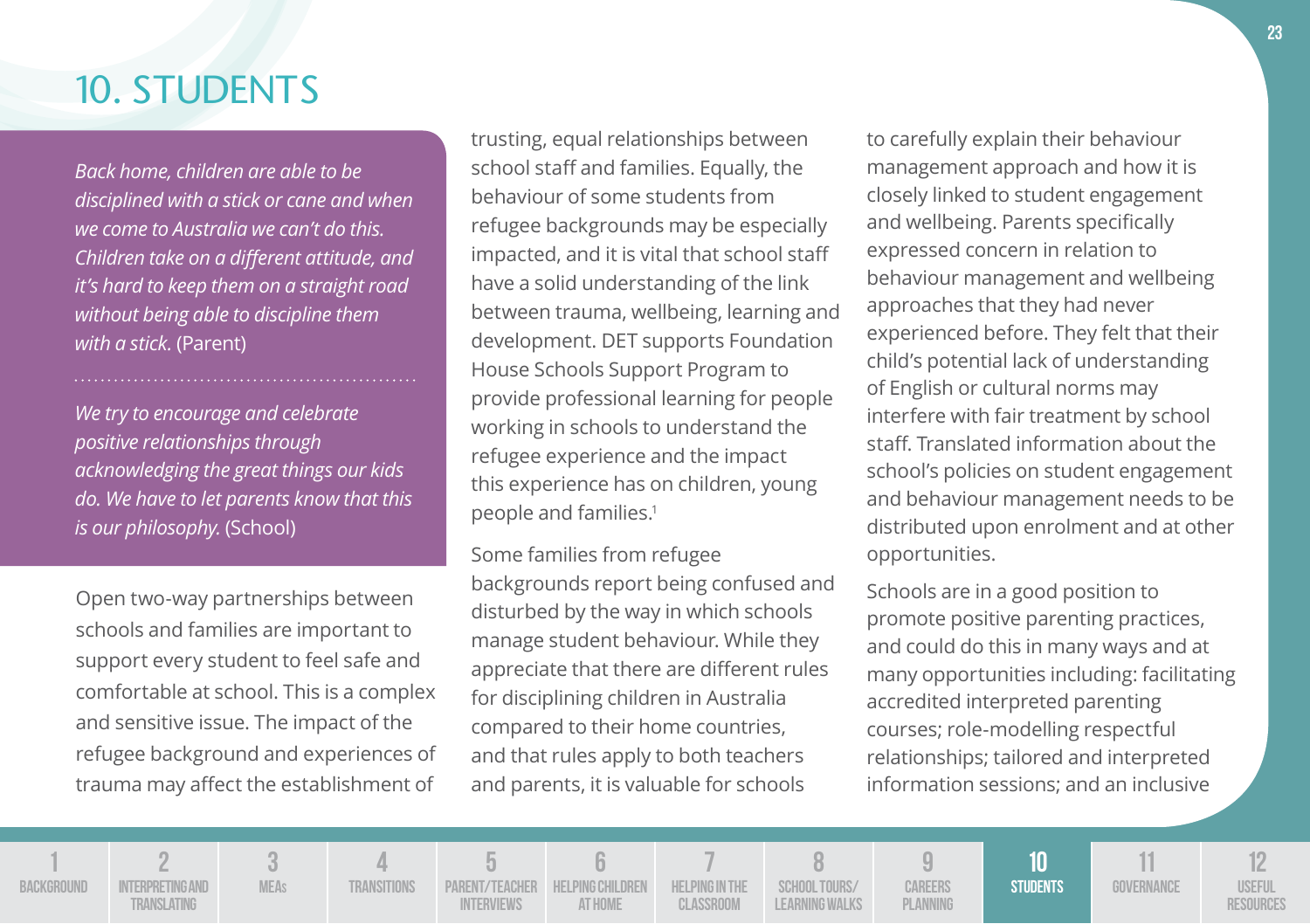# 10. STUDENTS

*Back home, children are able to be disciplined with a stick or cane and when we come to Australia we can't do this. Children take on a different attitude, and it's hard to keep them on a straight road without being able to discipline them with a stick.* (Parent)

*We try to encourage and celebrate positive relationships through acknowledging the great things our kids do. We have to let parents know that this is our philosophy.* (School)

Open two-way partnerships between schools and families are important to support every student to feel safe and comfortable at school. This is a complex and sensitive issue. The impact of the refugee background and experiences of trauma may affect the establishment of trusting, equal relationships between school staff and families. Equally, the behaviour of some students from refugee backgrounds may be especially impacted, and it is vital that school staff have a solid understanding of the link between trauma, wellbeing, learning and development. DET supports Foundation House Schools Support Program to provide professional learning for people working in schools to understand the refugee experience and the impact this experience has on children, young people and families.[1]

Some families from refugee backgrounds report being confused and disturbed by the way in which schools manage student behaviour. While they appreciate that there are different rules for disciplining children in Australia compared to their home countries, and that rules apply to both teachers and parents, it is valuable for schools to carefully explain their behaviour management approach and how it is closely linked to student engagement and wellbeing. Parents specifically expressed concern in relation to behaviour management and wellbeing approaches that they had never experienced before. They felt that their child's potential lack of understanding of English or cultural norms may interfere with fair treatment by school staff. Translated information about the school's policies on student engagement and behaviour management needs to be distributed upon enrolment and at other opportunities.

Schools are in a good position to promote positive parenting practices, and could do this in many ways and at many opportunities including: facilitating accredited interpreted parenting courses; role-modelling respectful relationships; tailored and interpreted information sessions; and an inclusive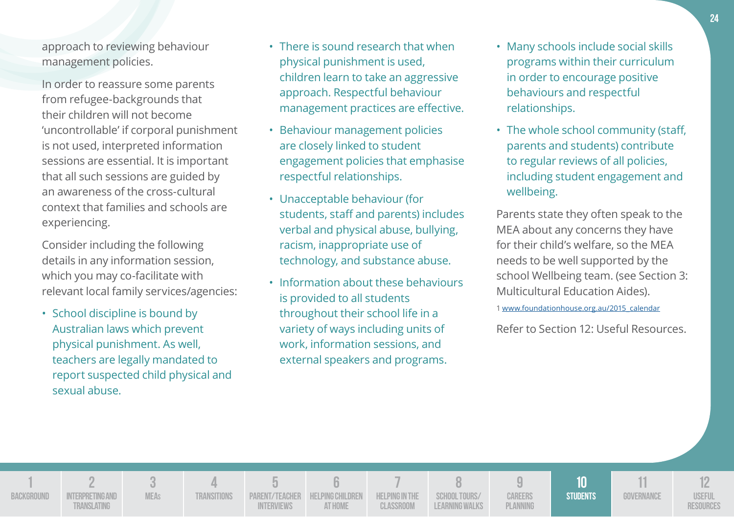approach to reviewing behaviour management policies.

In order to reassure some parents from refugee-backgrounds that their children will not become 'uncontrollable' if corporal punishment is not used, interpreted information sessions are essential. It is important that all such sessions are guided by an awareness of the cross-cultural context that families and schools are experiencing.

Consider including the following details in any information session, which you may co-facilitate with relevant local family services/agencies:

- School discipline is bound by Australian laws which prevent physical punishment. As well, teachers are legally mandated to report suspected child physical and sexual abuse.
- There is sound research that when physical punishment is used, children learn to take an aggressive approach. Respectful behaviour management practices are effective.
- Behaviour management policies are closely linked to student engagement policies that emphasise respectful relationships.
- Unacceptable behaviour (for students, staff and parents) includes verbal and physical abuse, bullying, racism, inappropriate use of technology, and substance abuse.
- Information about these behaviours is provided to all students throughout their school life in a variety of ways including units of work, information sessions, and external speakers and programs.
- Many schools include social skills programs within their curriculum in order to encourage positive behaviours and respectful relationships.
- The whole school community (staff, parents and students) contribute to regular reviews of all policies, including student engagement and wellbeing.

Parents state they often speak to the MEA about any concerns they have for their child's welfare, so the MEA needs to be well supported by the school Wellbeing team. (see Section 3: Multicultural Education Aides).

1 www.foundationhouse.org.au/2015_calendar

Refer to Section 12: Useful Resources.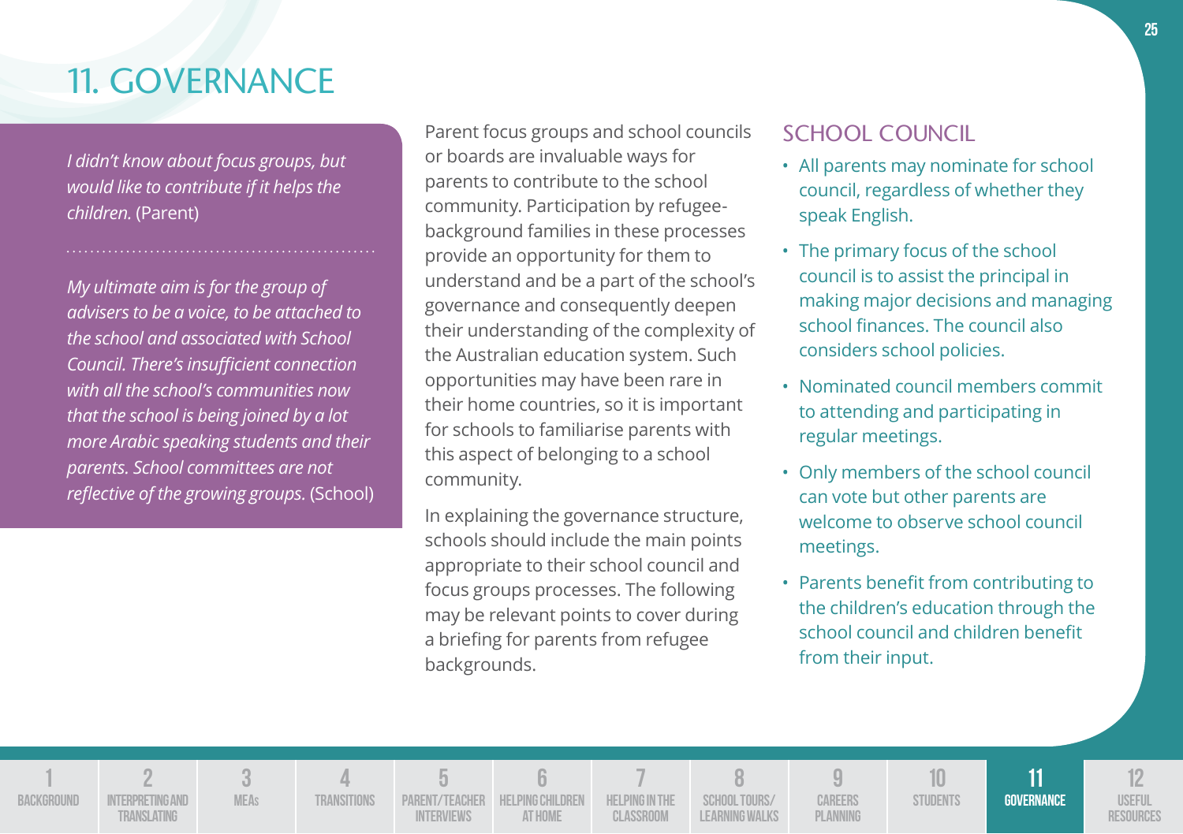# 11. GOVERNANCE

*I didn't know about focus groups, but would like to contribute if it helps the children.* (Parent)

*My ultimate aim is for the group of advisers to be a voice, to be attached to the school and associated with School Council. There's insufficient connection with all the school's communities now that the school is being joined by a lot more Arabic speaking students and their parents. School committees are not reflective of the growing groups.* (School)

Parent focus groups and school councils or boards are invaluable ways for parents to contribute to the school community. Participation by refugee-background families in these processes provide an opportunity for them to understand and be a part of the school's governance and consequently deepen their understanding of the complexity of the Australian education system. Such opportunities may have been rare in their home countries, so it is important for schools to familiarise parents with this aspect of belonging to a school community.

In explaining the governance structure, schools should include the main points appropriate to their school council and focus groups processes. The following may be relevant points to cover during a briefing for parents from refugee backgrounds.

## SCHOOL COUNCIL

- All parents may nominate for school council, regardless of whether they speak English.
- The primary focus of the school council is to assist the principal in making major decisions and managing school finances. The council also considers school policies.
- Nominated council members commit to attending and participating in regular meetings.
- Only members of the school council can vote but other parents are welcome to observe school council meetings.
- Parents benefit from contributing to the children's education through the school council and children benefit from their input.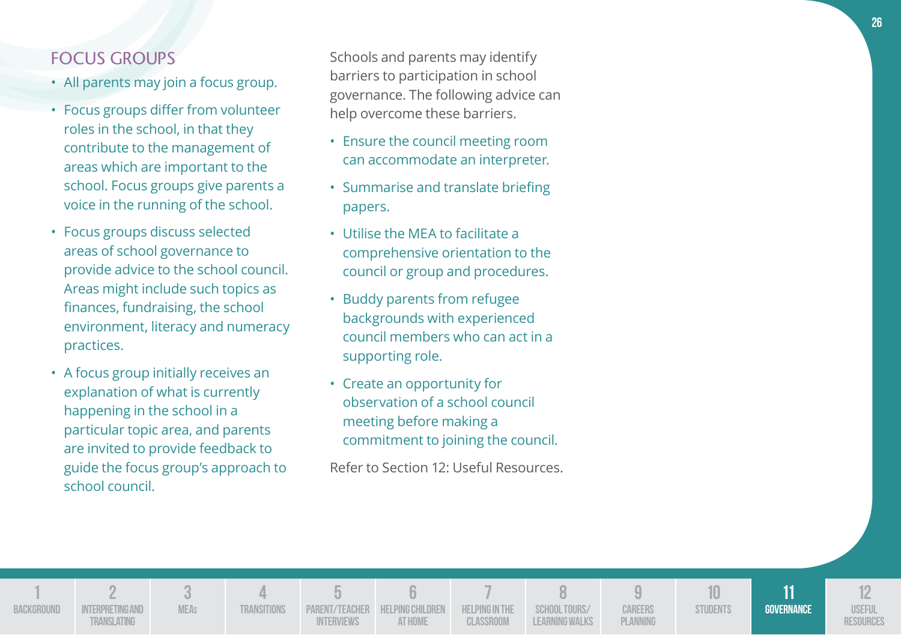## FOCUS GROUPS

- All parents may join a focus group.
- Focus groups differ from volunteer roles in the school, in that they contribute to the management of areas which are important to the school. Focus groups give parents a voice in the running of the school.
- Focus groups discuss selected areas of school governance to provide advice to the school council. Areas might include such topics as finances, fundraising, the school environment, literacy and numeracy practices.
- A focus group initially receives an explanation of what is currently happening in the school in a particular topic area, and parents are invited to provide feedback to guide the focus group's approach to school council.

Schools and parents may identify barriers to participation in school governance. The following advice can help overcome these barriers.

- Ensure the council meeting room can accommodate an interpreter.
- Summarise and translate briefing papers.
- Utilise the MEA to facilitate a comprehensive orientation to the council or group and procedures.
- Buddy parents from refugee backgrounds with experienced council members who can act in a supporting role.
- Create an opportunity for observation of a school council meeting before making a commitment to joining the council.

Refer to Section 12: Useful Resources.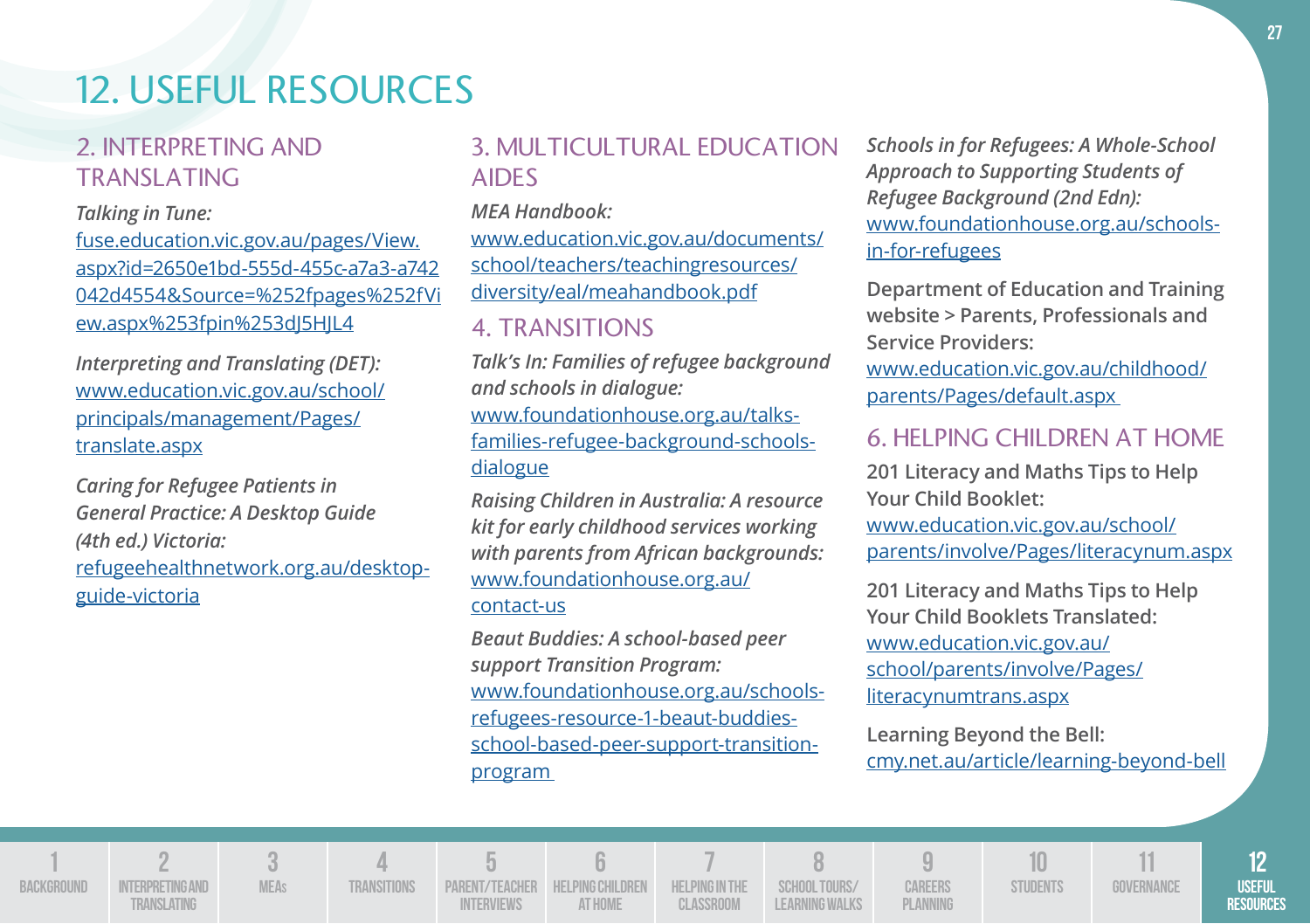# 12. USEFUL RESOURCES

## 2. INTERPRETING AND TRANSLATING

***Talking in Tune:***
fuse.education.vic.gov.au/pages/View.aspx?id=2650e1bd-555d-455c-a7a3-a742042d4554&Source=%252fpages%252fView.aspx%253fpin%253dJ5HJL4

***Interpreting and Translating (DET):***
www.education.vic.gov.au/school/principals/management/Pages/translate.aspx

***Caring for Refugee Patients in General Practice: A Desktop Guide (4th ed.) Victoria:***
refugeehealthnetwork.org.au/desktop-guide-victoria

## 3. MULTICULTURAL EDUCATION AIDES

***MEA Handbook:***
www.education.vic.gov.au/documents/school/teachers/teachingresources/diversity/eal/meahandbook.pdf

## 4. TRANSITIONS

***Talk's In: Families of refugee background and schools in dialogue:***
www.foundationhouse.org.au/talks-families-refugee-background-schools-dialogue

***Raising Children in Australia: A resource kit for early childhood services working with parents from African backgrounds:***
www.foundationhouse.org.au/contact-us

***Beaut Buddies: A school-based peer support Transition Program:***
www.foundationhouse.org.au/schools-refugees-resource-1-beaut-buddies-school-based-peer-support-transition-program

***Schools in for Refugees: A Whole-School Approach to Supporting Students of Refugee Background (2nd Edn):***
www.foundationhouse.org.au/schools-in-for-refugees

**Department of Education and Training website > Parents, Professionals and Service Providers:**
www.education.vic.gov.au/childhood/parents/Pages/default.aspx

## 6. HELPING CHILDREN AT HOME

**201 Literacy and Maths Tips to Help Your Child Booklet:**
www.education.vic.gov.au/school/parents/involve/Pages/literacynum.aspx

**201 Literacy and Maths Tips to Help Your Child Booklets Translated:**
www.education.vic.gov.au/school/parents/involve/Pages/literacynumtrans.aspx

**Learning Beyond the Bell:**
cmy.net.au/article/learning-beyond-bell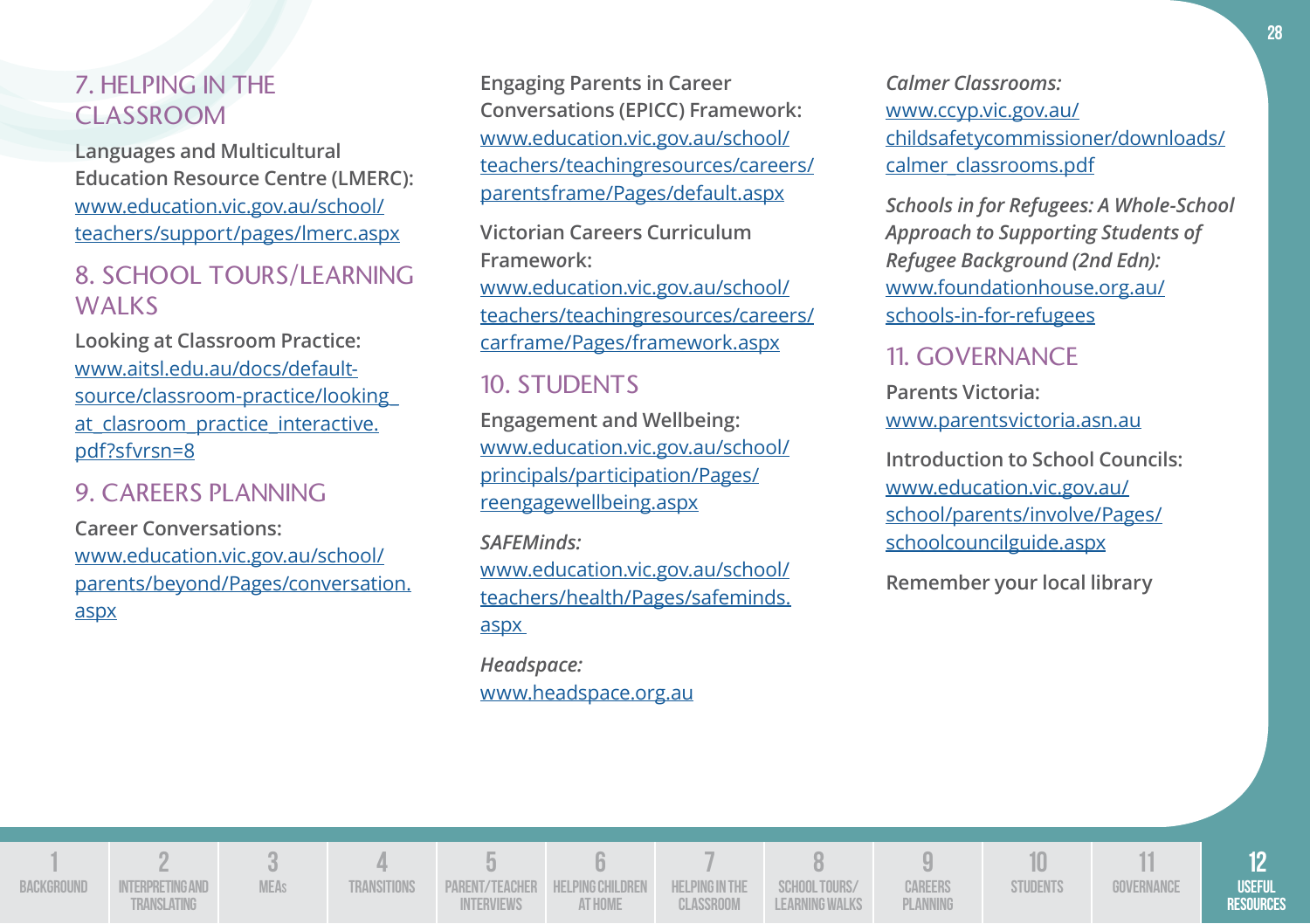## 7. HELPING IN THE CLASSROOM

**Languages and Multicultural Education Resource Centre (LMERC):**
www.education.vic.gov.au/school/teachers/support/pages/lmerc.aspx

## 8. SCHOOL TOURS/LEARNING WALKS

**Looking at Classroom Practice:**
www.aitsl.edu.au/docs/default-source/classroom-practice/looking_at_clasroom_practice_interactive.pdf?sfvrsn=8

## 9. CAREERS PLANNING

**Career Conversations:**
www.education.vic.gov.au/school/parents/beyond/Pages/conversation.aspx

**Engaging Parents in Career Conversations (EPICC) Framework:**
www.education.vic.gov.au/school/teachers/teachingresources/careers/parentsframe/Pages/default.aspx

**Victorian Careers Curriculum Framework:**
www.education.vic.gov.au/school/teachers/teachingresources/careers/carframe/Pages/framework.aspx

## 10. STUDENTS

**Engagement and Wellbeing:**
www.education.vic.gov.au/school/principals/participation/Pages/reengagewellbeing.aspx

***SAFEMinds:***
www.education.vic.gov.au/school/teachers/health/Pages/safeminds.aspx

***Headspace:***
www.headspace.org.au

***Calmer Classrooms:***
www.ccyp.vic.gov.au/childsafetycommissioner/downloads/calmer_classrooms.pdf

***Schools in for Refugees: A Whole-School Approach to Supporting Students of Refugee Background (2nd Edn):***
www.foundationhouse.org.au/schools-in-for-refugees

## 11. GOVERNANCE

**Parents Victoria:**
www.parentsvictoria.asn.au

**Introduction to School Councils:**
www.education.vic.gov.au/school/parents/involve/Pages/schoolcouncilguide.aspx

**Remember your local library**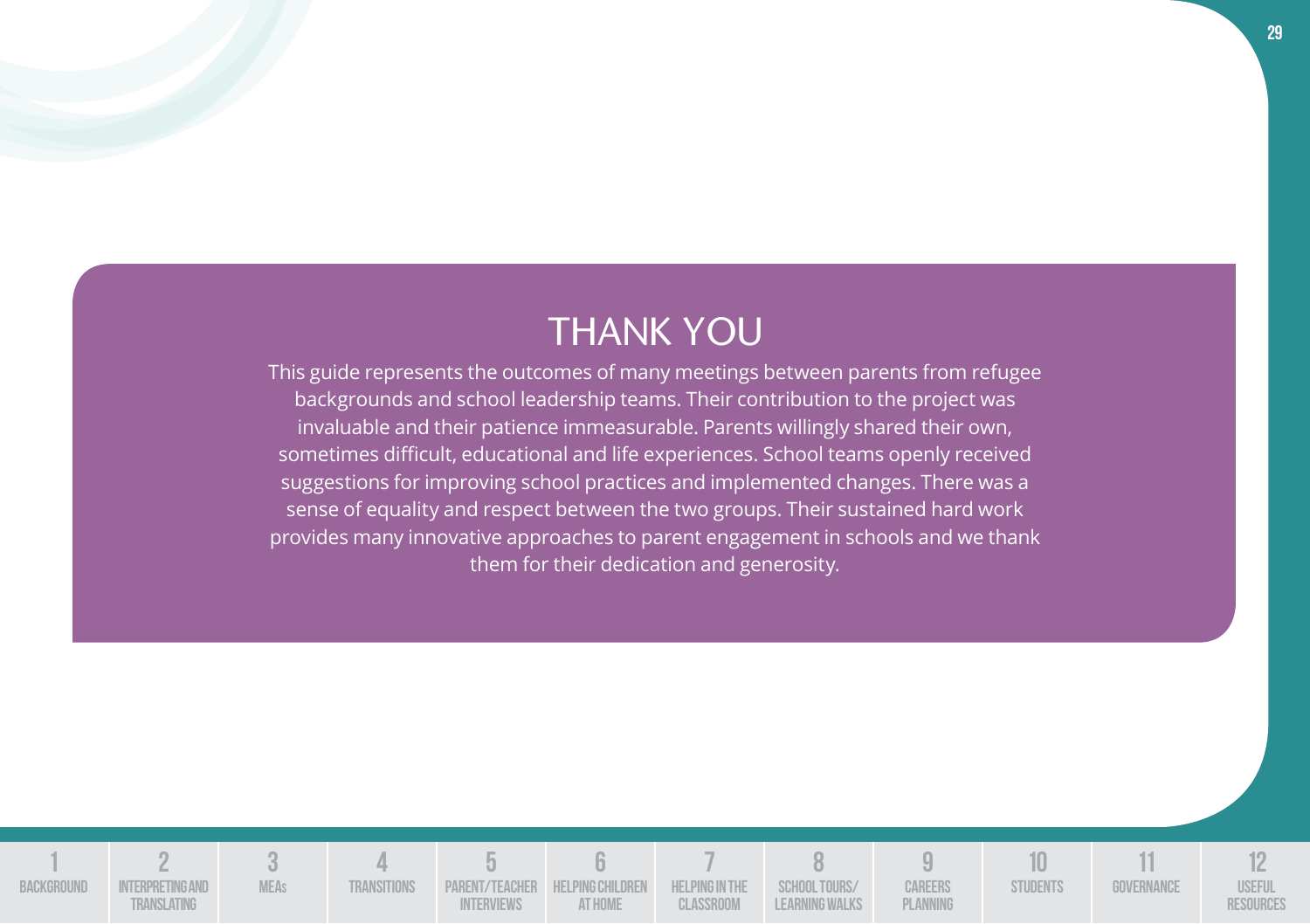# THANK YOU

This guide represents the outcomes of many meetings between parents from refugee backgrounds and school leadership teams. Their contribution to the project was invaluable and their patience immeasurable. Parents willingly shared their own, sometimes difficult, educational and life experiences. School teams openly received suggestions for improving school practices and implemented changes. There was a sense of equality and respect between the two groups. Their sustained hard work provides many innovative approaches to parent engagement in schools and we thank them for their dedication and generosity.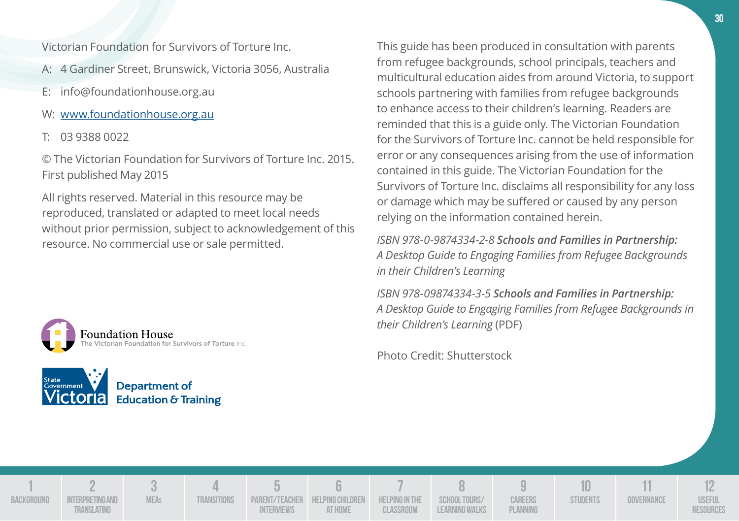Victorian Foundation for Survivors of Torture Inc.

A: 4 Gardiner Street, Brunswick, Victoria 3056, Australia

E: info@foundationhouse.org.au

W: [www.foundationhouse.org.au](http://www.foundationhouse.org.au)

T: 03 9388 0022

© The Victorian Foundation for Survivors of Torture Inc. 2015.
First published May 2015

All rights reserved. Material in this resource may be reproduced, translated or adapted to meet local needs without prior permission, subject to acknowledgement of this resource. No commercial use or sale permitted.

Foundation House
The Victorian Foundation for Survivors of Torture Inc.

State Government Victoria
Department of Education & Training

This guide has been produced in consultation with parents from refugee backgrounds, school principals, teachers and multicultural education aides from around Victoria, to support schools partnering with families from refugee backgrounds to enhance access to their children's learning. Readers are reminded that this is a guide only. The Victorian Foundation for the Survivors of Torture Inc. cannot be held responsible for error or any consequences arising from the use of information contained in this guide. The Victorian Foundation for the Survivors of Torture Inc. disclaims all responsibility for any loss or damage which may be suffered or caused by any person relying on the information contained herein.

*ISBN 978-0-9874334-2-8* ***Schools and Families in Partnership:*** *A Desktop Guide to Engaging Families from Refugee Backgrounds in their Children's Learning*

*ISBN 978-09874334-3-5* ***Schools and Families in Partnership:*** *A Desktop Guide to Engaging Families from Refugee Backgrounds in their Children's Learning* (PDF)

Photo Credit: Shutterstock